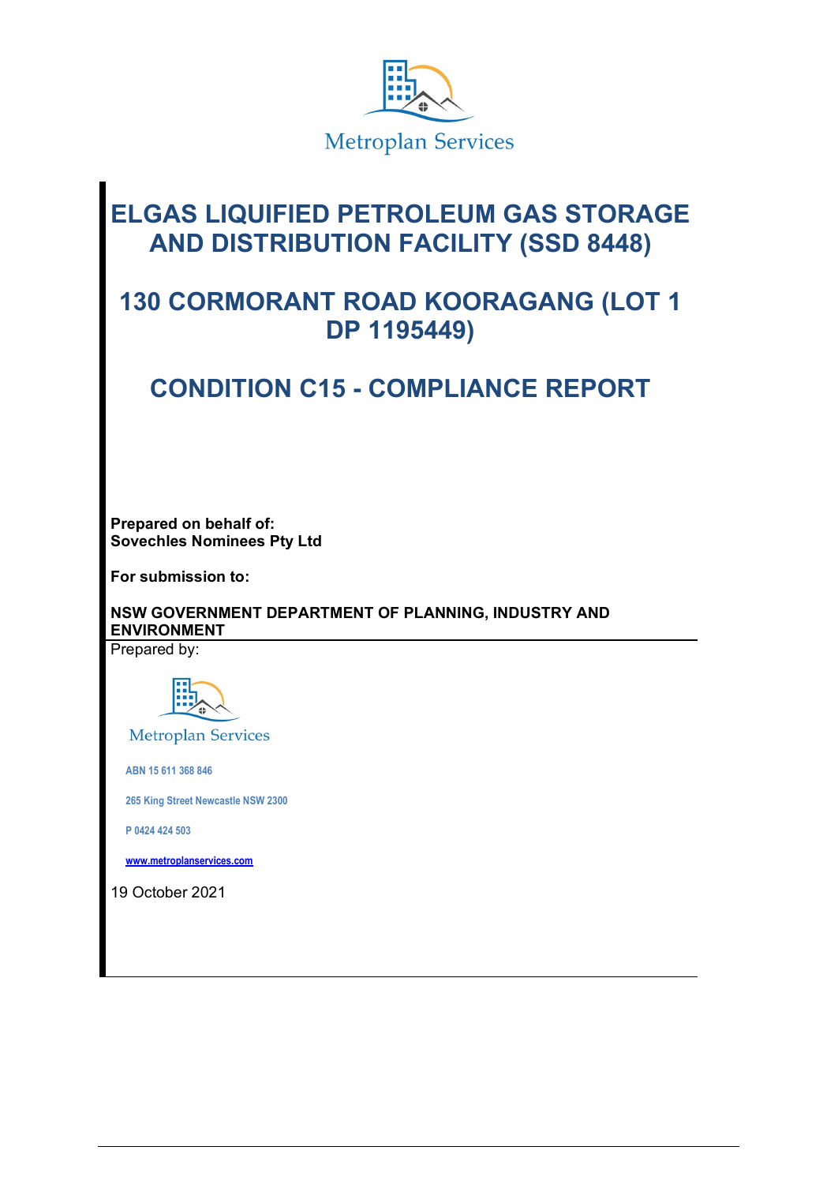Metroplan Services

# ELGAS LIQUIFIED PETROLEUM GAS STORAGE AND DISTRIBUTION FACILITY (SSD 8448)

# 130 CORMORANT ROAD KOORAGANG (LOT 1 DP 1195449)

# CONDITION C15 - COMPLIANCE REPORT

**Prepared on behalf of:**
**Sovechles Nominees Pty Ltd**

**For submission to:**

**NSW GOVERNMENT DEPARTMENT OF PLANNING, INDUSTRY AND ENVIRONMENT**

Prepared by:

Metroplan Services

ABN 15 611 368 846

265 King Street Newcastle NSW 2300

P 0424 424 503

www.metroplanservices.com

19 October 2021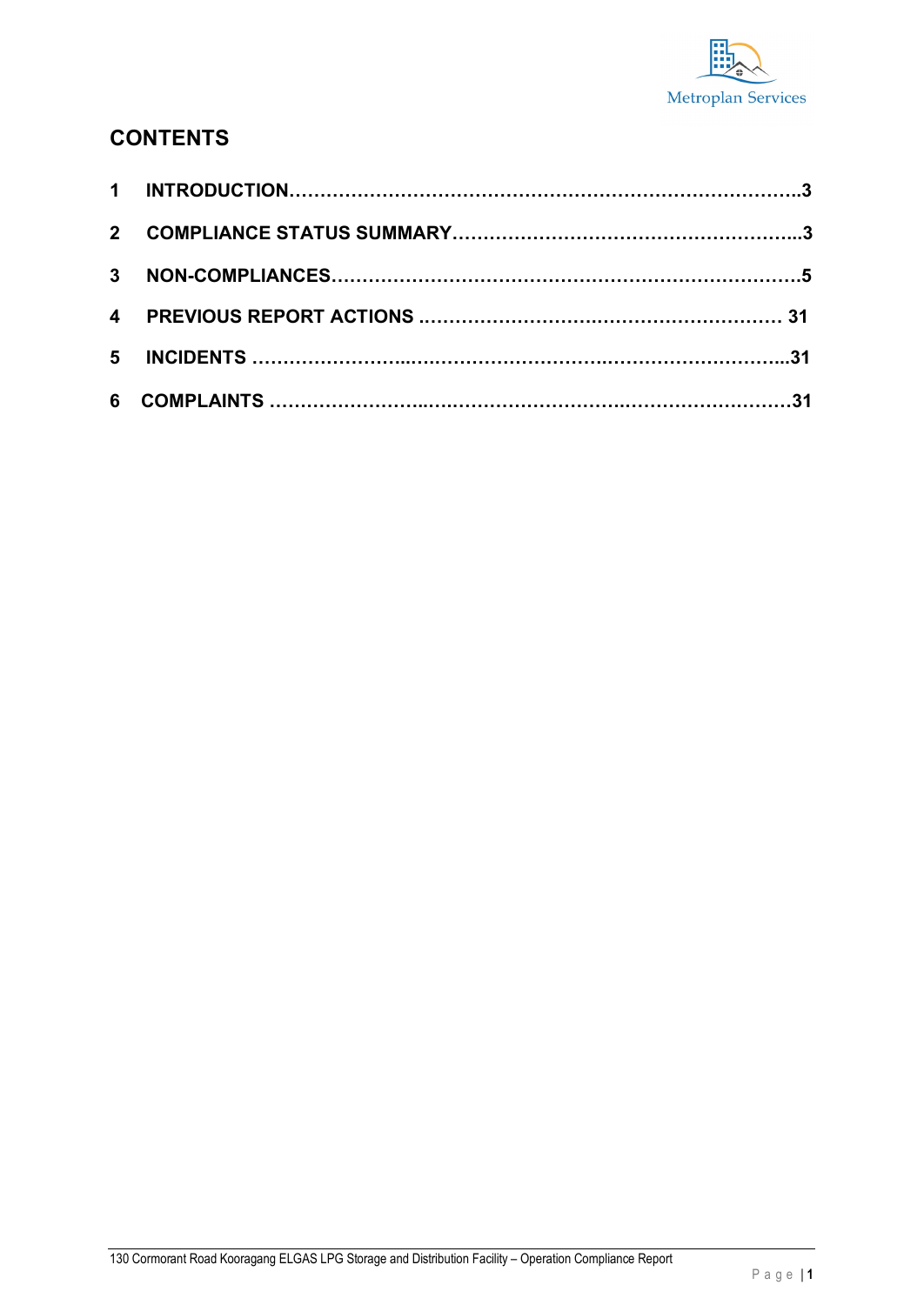## CONTENTS

1 INTRODUCTION……………………………………………………………………….3

2 COMPLIANCE STATUS SUMMARY………………………………………………...3

3 NON-COMPLIANCES…………………………………………………………………5

4 PREVIOUS REPORT ACTIONS ………………………………………………… 31

5 INCIDENTS ……………………..……………………….………………………..31

6 COMPLAINTS ……………………..……………………….………………………31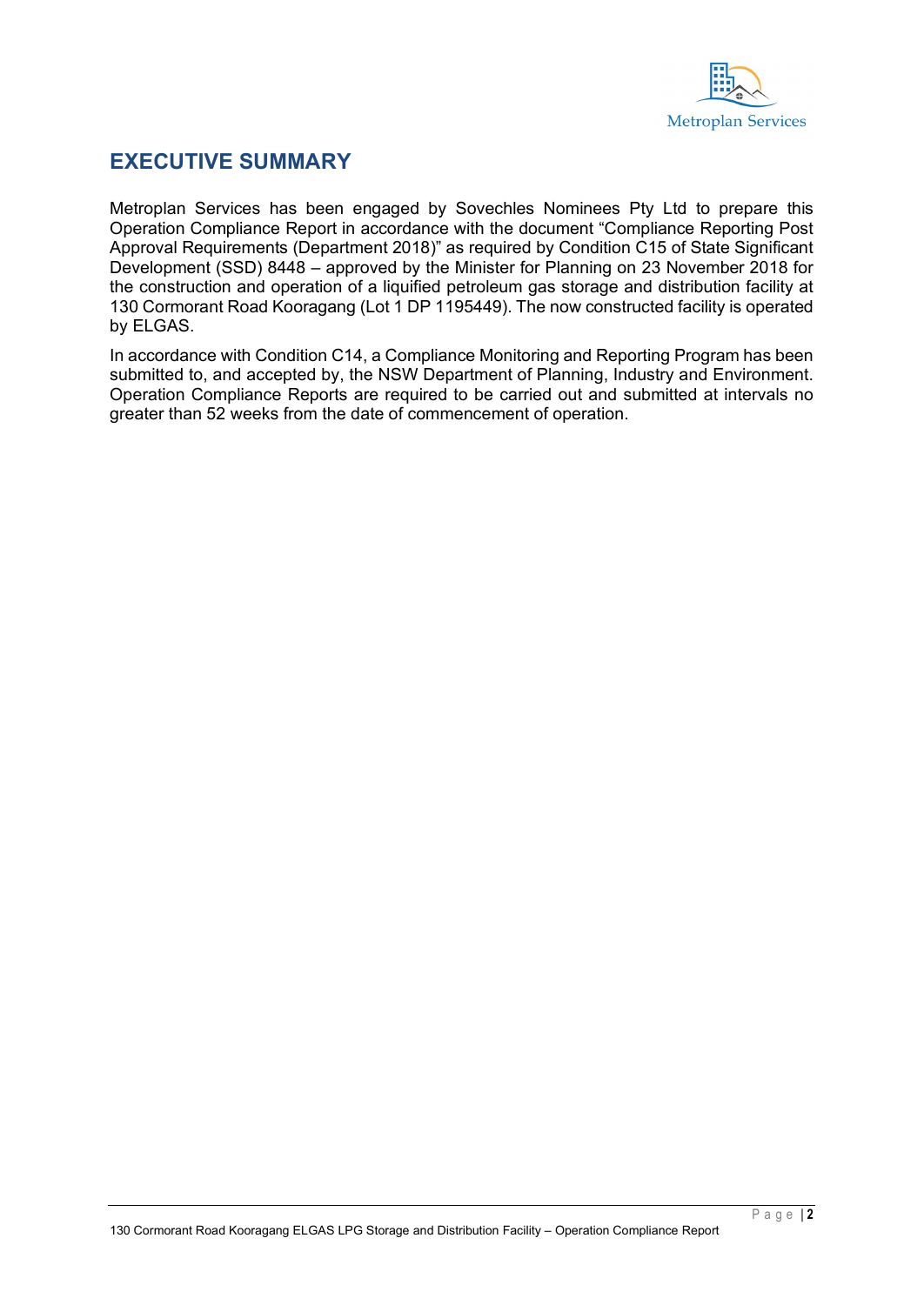## EXECUTIVE SUMMARY

Metroplan Services has been engaged by Sovechles Nominees Pty Ltd to prepare this Operation Compliance Report in accordance with the document "Compliance Reporting Post Approval Requirements (Department 2018)" as required by Condition C15 of State Significant Development (SSD) 8448 – approved by the Minister for Planning on 23 November 2018 for the construction and operation of a liquified petroleum gas storage and distribution facility at 130 Cormorant Road Kooragang (Lot 1 DP 1195449). The now constructed facility is operated by ELGAS.

In accordance with Condition C14, a Compliance Monitoring and Reporting Program has been submitted to, and accepted by, the NSW Department of Planning, Industry and Environment. Operation Compliance Reports are required to be carried out and submitted at intervals no greater than 52 weeks from the date of commencement of operation.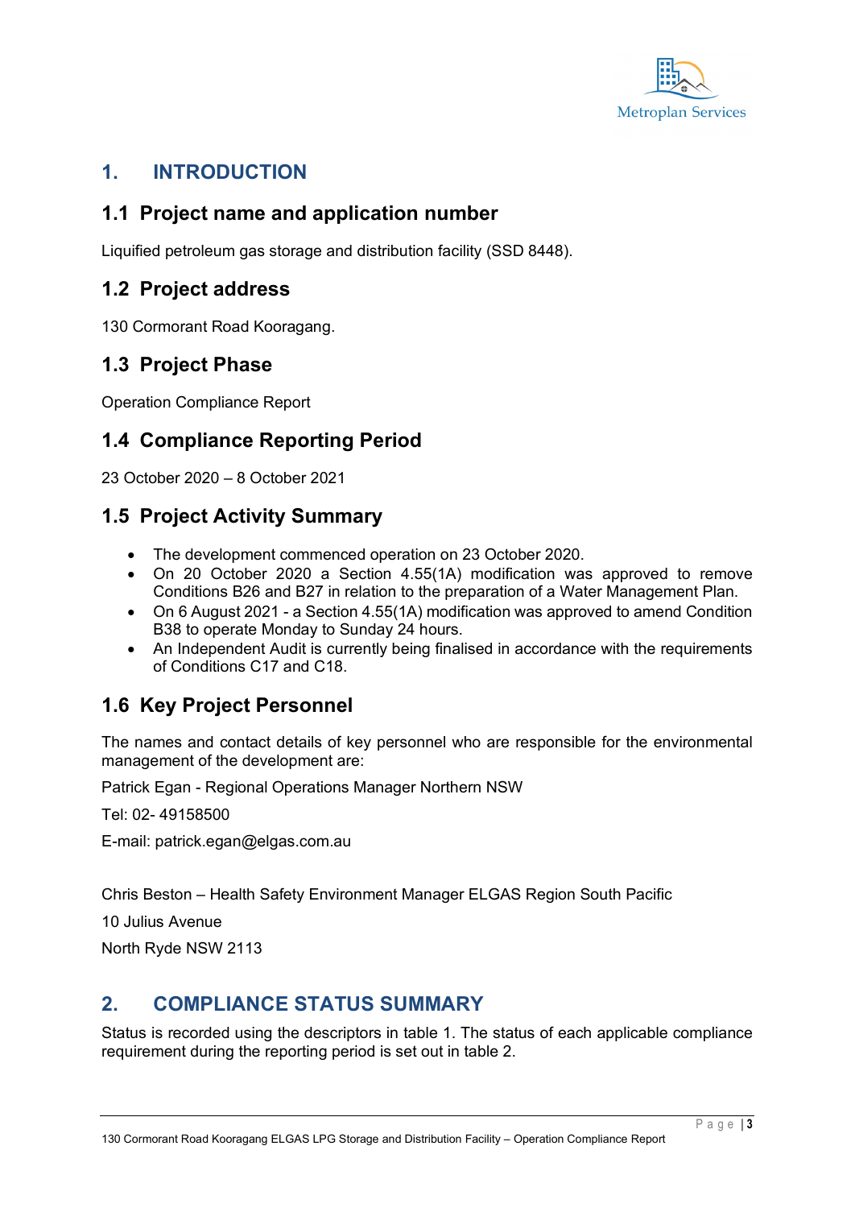# 1. INTRODUCTION

## 1.1 Project name and application number

Liquified petroleum gas storage and distribution facility (SSD 8448).

## 1.2 Project address

130 Cormorant Road Kooragang.

## 1.3 Project Phase

Operation Compliance Report

## 1.4 Compliance Reporting Period

23 October 2020 – 8 October 2021

## 1.5 Project Activity Summary

- The development commenced operation on 23 October 2020.
- On 20 October 2020 a Section 4.55(1A) modification was approved to remove Conditions B26 and B27 in relation to the preparation of a Water Management Plan.
- On 6 August 2021 - a Section 4.55(1A) modification was approved to amend Condition B38 to operate Monday to Sunday 24 hours.
- An Independent Audit is currently being finalised in accordance with the requirements of Conditions C17 and C18.

## 1.6 Key Project Personnel

The names and contact details of key personnel who are responsible for the environmental management of the development are:

Patrick Egan - Regional Operations Manager Northern NSW

Tel: 02- 49158500

E-mail: patrick.egan@elgas.com.au

Chris Beston – Health Safety Environment Manager ELGAS Region South Pacific

10 Julius Avenue

North Ryde NSW 2113

# 2. COMPLIANCE STATUS SUMMARY

Status is recorded using the descriptors in table 1. The status of each applicable compliance requirement during the reporting period is set out in table 2.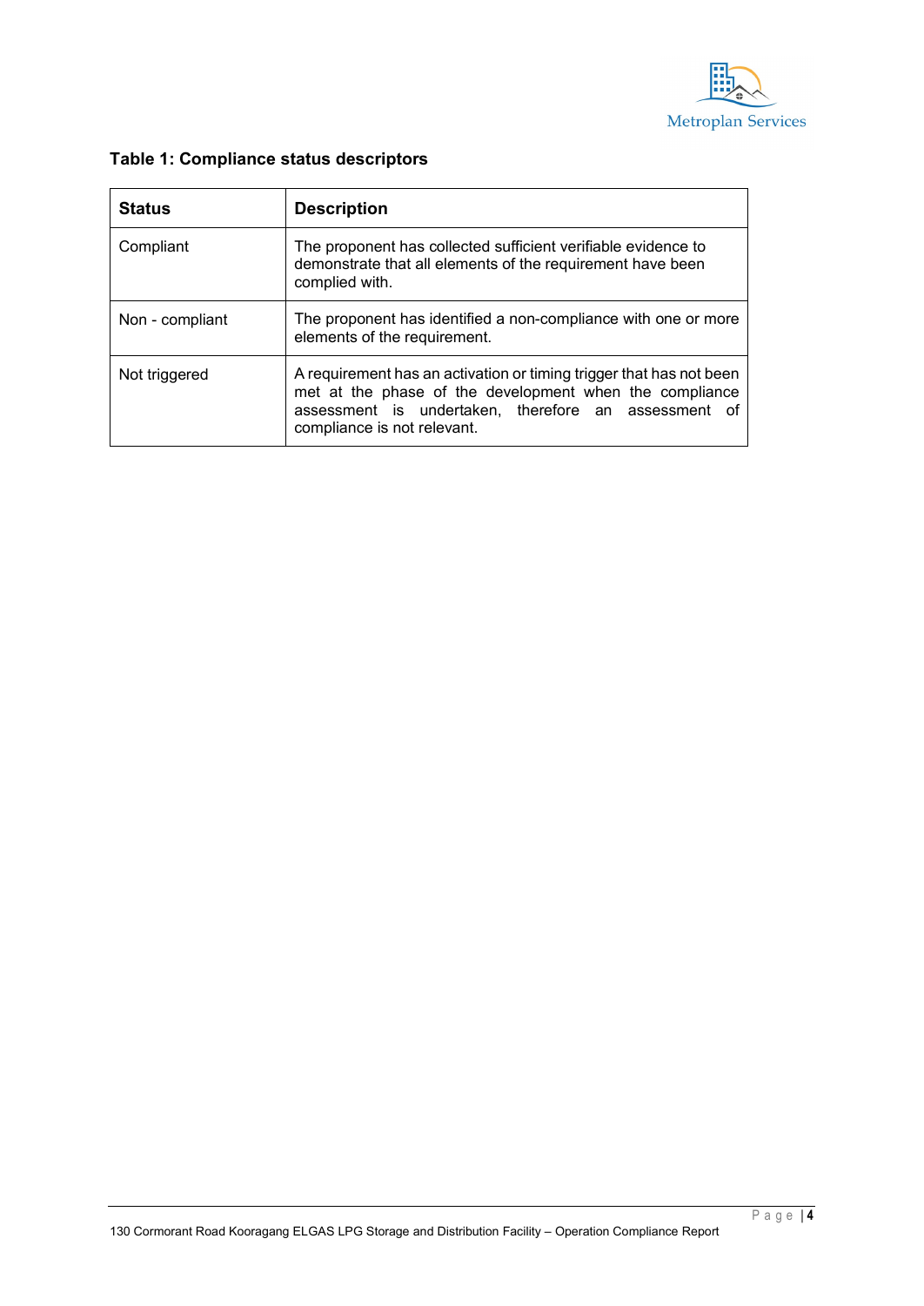**Table 1: Compliance status descriptors**

| Status | Description |
|---|---|
| Compliant | The proponent has collected sufficient verifiable evidence to demonstrate that all elements of the requirement have been complied with. |
| Non - compliant | The proponent has identified a non-compliance with one or more elements of the requirement. |
| Not triggered | A requirement has an activation or timing trigger that has not been met at the phase of the development when the compliance assessment is undertaken, therefore an assessment of compliance is not relevant. |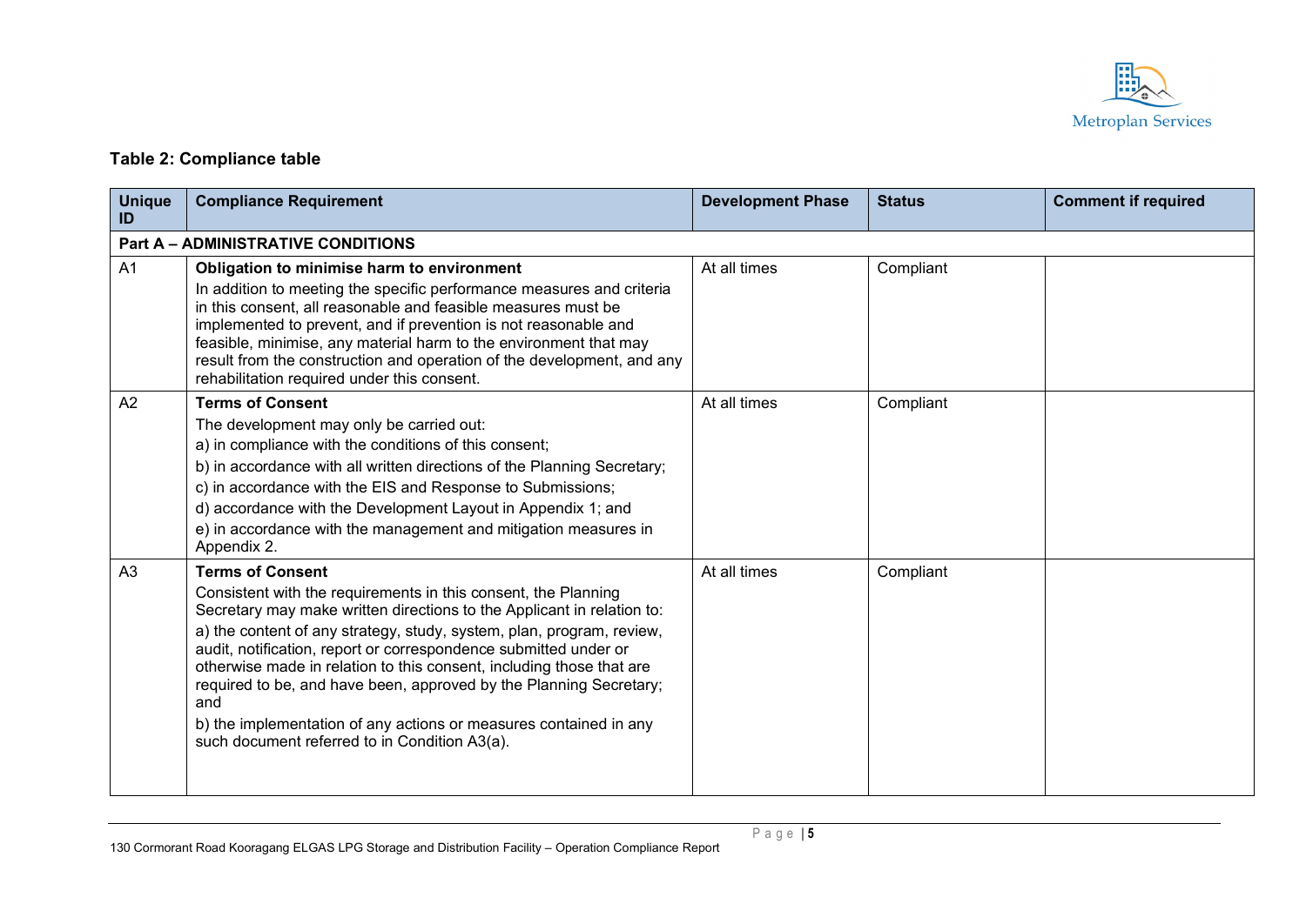**Table 2: Compliance table**

| Unique ID | Compliance Requirement | Development Phase | Status | Comment if required |
|---|---|---|---|---|
| **Part A – ADMINISTRATIVE CONDITIONS** | | | | |
| A1 | **Obligation to minimise harm to environment**<br>In addition to meeting the specific performance measures and criteria in this consent, all reasonable and feasible measures must be implemented to prevent, and if prevention is not reasonable and feasible, minimise, any material harm to the environment that may result from the construction and operation of the development, and any rehabilitation required under this consent. | At all times | Compliant | |
| A2 | **Terms of Consent**<br>The development may only be carried out:<br>a) in compliance with the conditions of this consent;<br>b) in accordance with all written directions of the Planning Secretary;<br>c) in accordance with the EIS and Response to Submissions;<br>d) accordance with the Development Layout in Appendix 1; and<br>e) in accordance with the management and mitigation measures in Appendix 2. | At all times | Compliant | |
| A3 | **Terms of Consent**<br>Consistent with the requirements in this consent, the Planning Secretary may make written directions to the Applicant in relation to:<br>a) the content of any strategy, study, system, plan, program, review, audit, notification, report or correspondence submitted under or otherwise made in relation to this consent, including those that are required to be, and have been, approved by the Planning Secretary; and<br>b) the implementation of any actions or measures contained in any such document referred to in Condition A3(a). | At all times | Compliant | |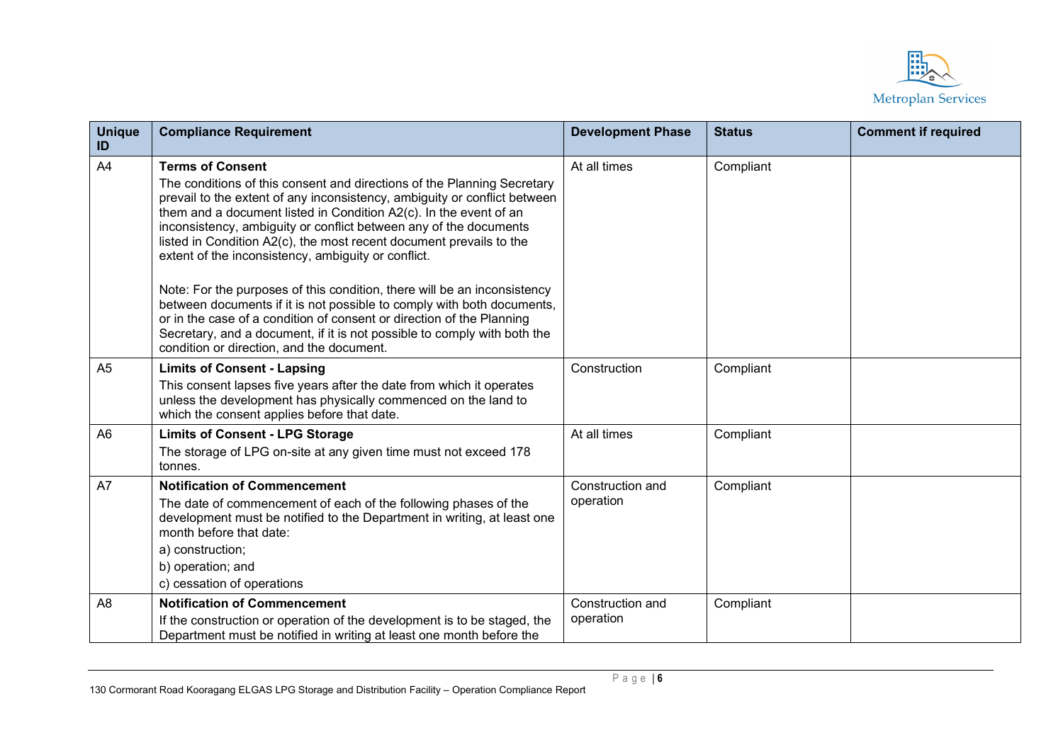| Unique ID | Compliance Requirement | Development Phase | Status | Comment if required |
|---|---|---|---|---|
| A4 | **Terms of Consent**<br>The conditions of this consent and directions of the Planning Secretary prevail to the extent of any inconsistency, ambiguity or conflict between them and a document listed in Condition A2(c). In the event of an inconsistency, ambiguity or conflict between any of the documents listed in Condition A2(c), the most recent document prevails to the extent of the inconsistency, ambiguity or conflict.<br><br>Note: For the purposes of this condition, there will be an inconsistency between documents if it is not possible to comply with both documents, or in the case of a condition of consent or direction of the Planning Secretary, and a document, if it is not possible to comply with both the condition or direction, and the document. | At all times | Compliant | |
| A5 | **Limits of Consent - Lapsing**<br>This consent lapses five years after the date from which it operates unless the development has physically commenced on the land to which the consent applies before that date. | Construction | Compliant | |
| A6 | **Limits of Consent - LPG Storage**<br>The storage of LPG on-site at any given time must not exceed 178 tonnes. | At all times | Compliant | |
| A7 | **Notification of Commencement**<br>The date of commencement of each of the following phases of the development must be notified to the Department in writing, at least one month before that date:<br>a) construction;<br>b) operation; and<br>c) cessation of operations | Construction and operation | Compliant | |
| A8 | **Notification of Commencement**<br>If the construction or operation of the development is to be staged, the Department must be notified in writing at least one month before the | Construction and operation | Compliant | |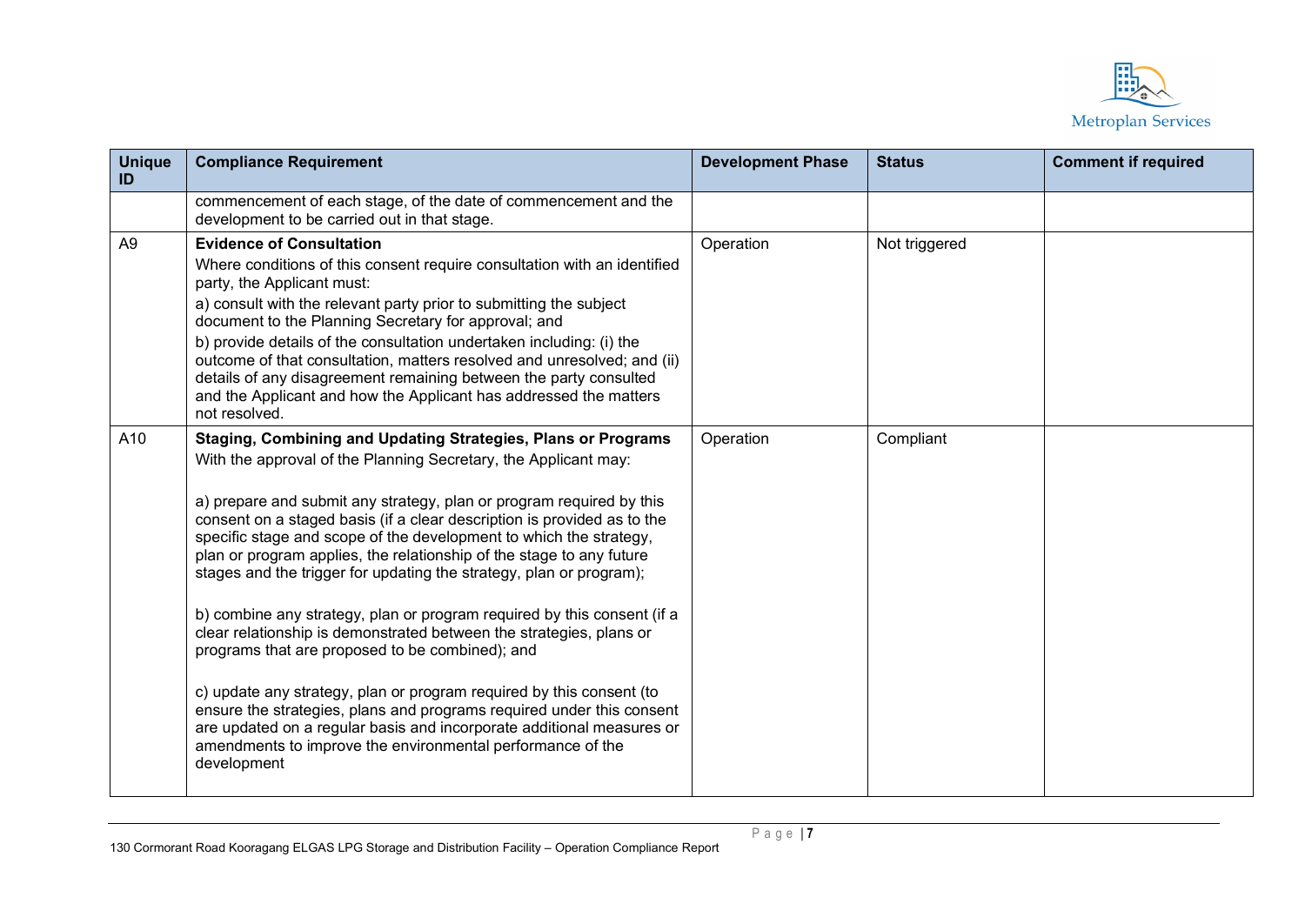| Unique ID | Compliance Requirement | Development Phase | Status | Comment if required |
|---|---|---|---|---|
| | commencement of each stage, of the date of commencement and the development to be carried out in that stage. | | | |
| A9 | **Evidence of Consultation**<br>Where conditions of this consent require consultation with an identified party, the Applicant must:<br>a) consult with the relevant party prior to submitting the subject document to the Planning Secretary for approval; and<br>b) provide details of the consultation undertaken including: (i) the outcome of that consultation, matters resolved and unresolved; and (ii) details of any disagreement remaining between the party consulted and the Applicant and how the Applicant has addressed the matters not resolved. | Operation | Not triggered | |
| A10 | **Staging, Combining and Updating Strategies, Plans or Programs**<br>With the approval of the Planning Secretary, the Applicant may:<br><br>a) prepare and submit any strategy, plan or program required by this consent on a staged basis (if a clear description is provided as to the specific stage and scope of the development to which the strategy, plan or program applies, the relationship of the stage to any future stages and the trigger for updating the strategy, plan or program);<br><br>b) combine any strategy, plan or program required by this consent (if a clear relationship is demonstrated between the strategies, plans or programs that are proposed to be combined); and<br><br>c) update any strategy, plan or program required by this consent (to ensure the strategies, plans and programs required under this consent are updated on a regular basis and incorporate additional measures or amendments to improve the environmental performance of the development | Operation | Compliant | |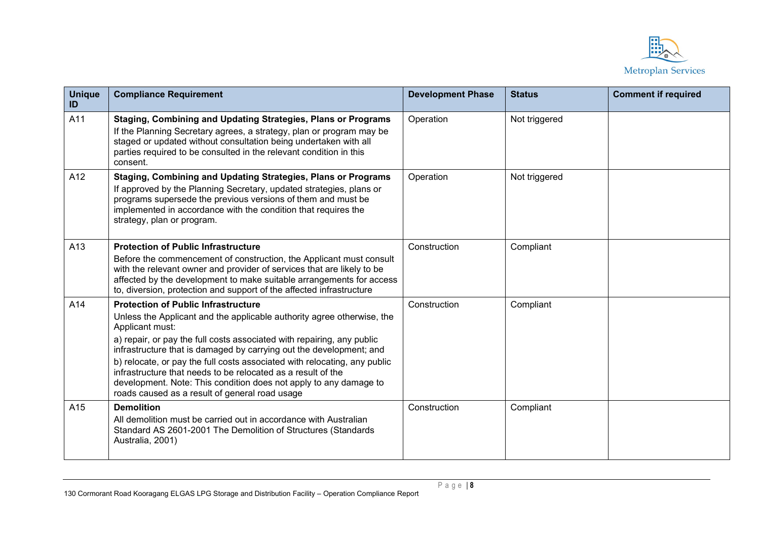| Unique ID | Compliance Requirement | Development Phase | Status | Comment if required |
|---|---|---|---|---|
| A11 | **Staging, Combining and Updating Strategies, Plans or Programs** If the Planning Secretary agrees, a strategy, plan or program may be staged or updated without consultation being undertaken with all parties required to be consulted in the relevant condition in this consent. | Operation | Not triggered | |
| A12 | **Staging, Combining and Updating Strategies, Plans or Programs** If approved by the Planning Secretary, updated strategies, plans or programs supersede the previous versions of them and must be implemented in accordance with the condition that requires the strategy, plan or program. | Operation | Not triggered | |
| A13 | **Protection of Public Infrastructure** Before the commencement of construction, the Applicant must consult with the relevant owner and provider of services that are likely to be affected by the development to make suitable arrangements for access to, diversion, protection and support of the affected infrastructure | Construction | Compliant | |
| A14 | **Protection of Public Infrastructure** Unless the Applicant and the applicable authority agree otherwise, the Applicant must: a) repair, or pay the full costs associated with repairing, any public infrastructure that is damaged by carrying out the development; and b) relocate, or pay the full costs associated with relocating, any public infrastructure that needs to be relocated as a result of the development. Note: This condition does not apply to any damage to roads caused as a result of general road usage | Construction | Compliant | |
| A15 | **Demolition** All demolition must be carried out in accordance with Australian Standard AS 2601-2001 The Demolition of Structures (Standards Australia, 2001) | Construction | Compliant | |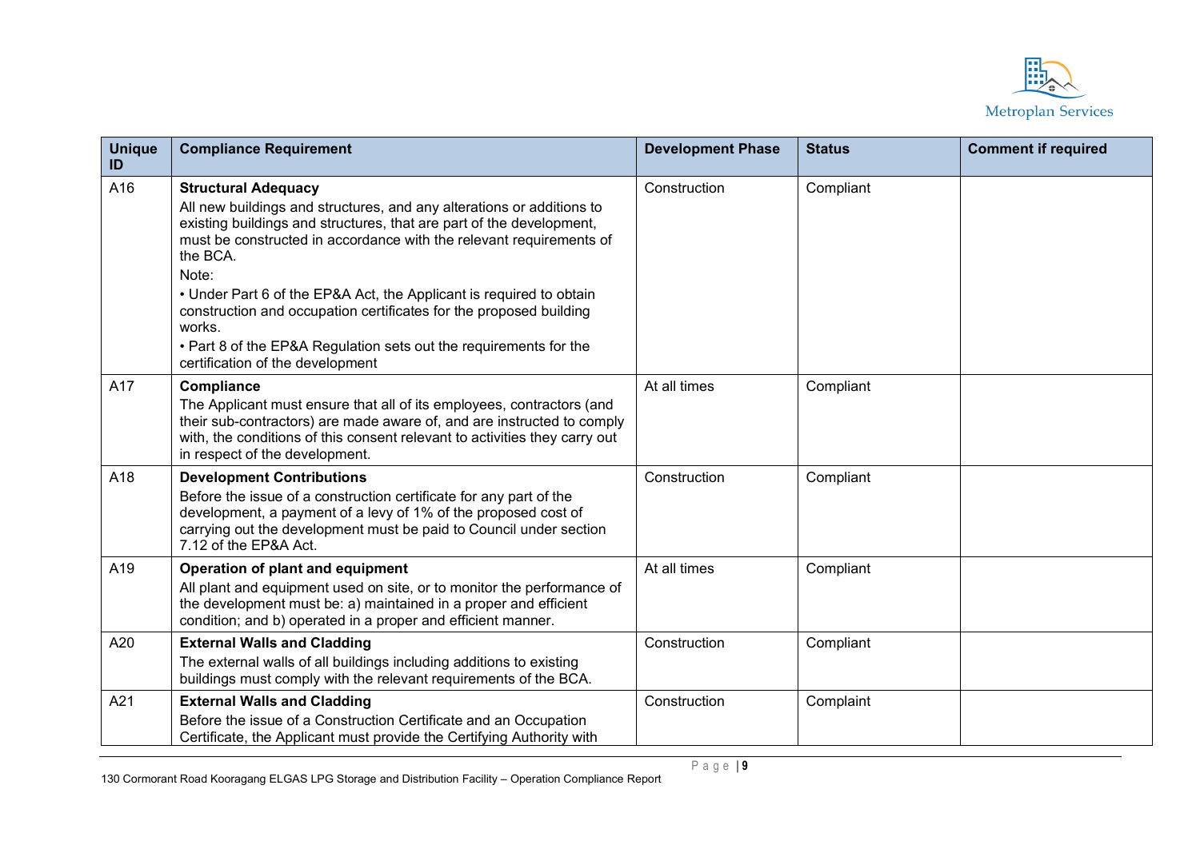| Unique ID | Compliance Requirement | Development Phase | Status | Comment if required |
|---|---|---|---|---|
| A16 | **Structural Adequacy**<br>All new buildings and structures, and any alterations or additions to existing buildings and structures, that are part of the development, must be constructed in accordance with the relevant requirements of the BCA.<br>Note:<br>• Under Part 6 of the EP&A Act, the Applicant is required to obtain construction and occupation certificates for the proposed building works.<br>• Part 8 of the EP&A Regulation sets out the requirements for the certification of the development | Construction | Compliant | |
| A17 | **Compliance**<br>The Applicant must ensure that all of its employees, contractors (and their sub-contractors) are made aware of, and are instructed to comply with, the conditions of this consent relevant to activities they carry out in respect of the development. | At all times | Compliant | |
| A18 | **Development Contributions**<br>Before the issue of a construction certificate for any part of the development, a payment of a levy of 1% of the proposed cost of carrying out the development must be paid to Council under section 7.12 of the EP&A Act. | Construction | Compliant | |
| A19 | **Operation of plant and equipment**<br>All plant and equipment used on site, or to monitor the performance of the development must be: a) maintained in a proper and efficient condition; and b) operated in a proper and efficient manner. | At all times | Compliant | |
| A20 | **External Walls and Cladding**<br>The external walls of all buildings including additions to existing buildings must comply with the relevant requirements of the BCA. | Construction | Compliant | |
| A21 | **External Walls and Cladding**<br>Before the issue of a Construction Certificate and an Occupation Certificate, the Applicant must provide the Certifying Authority with | Construction | Complaint | |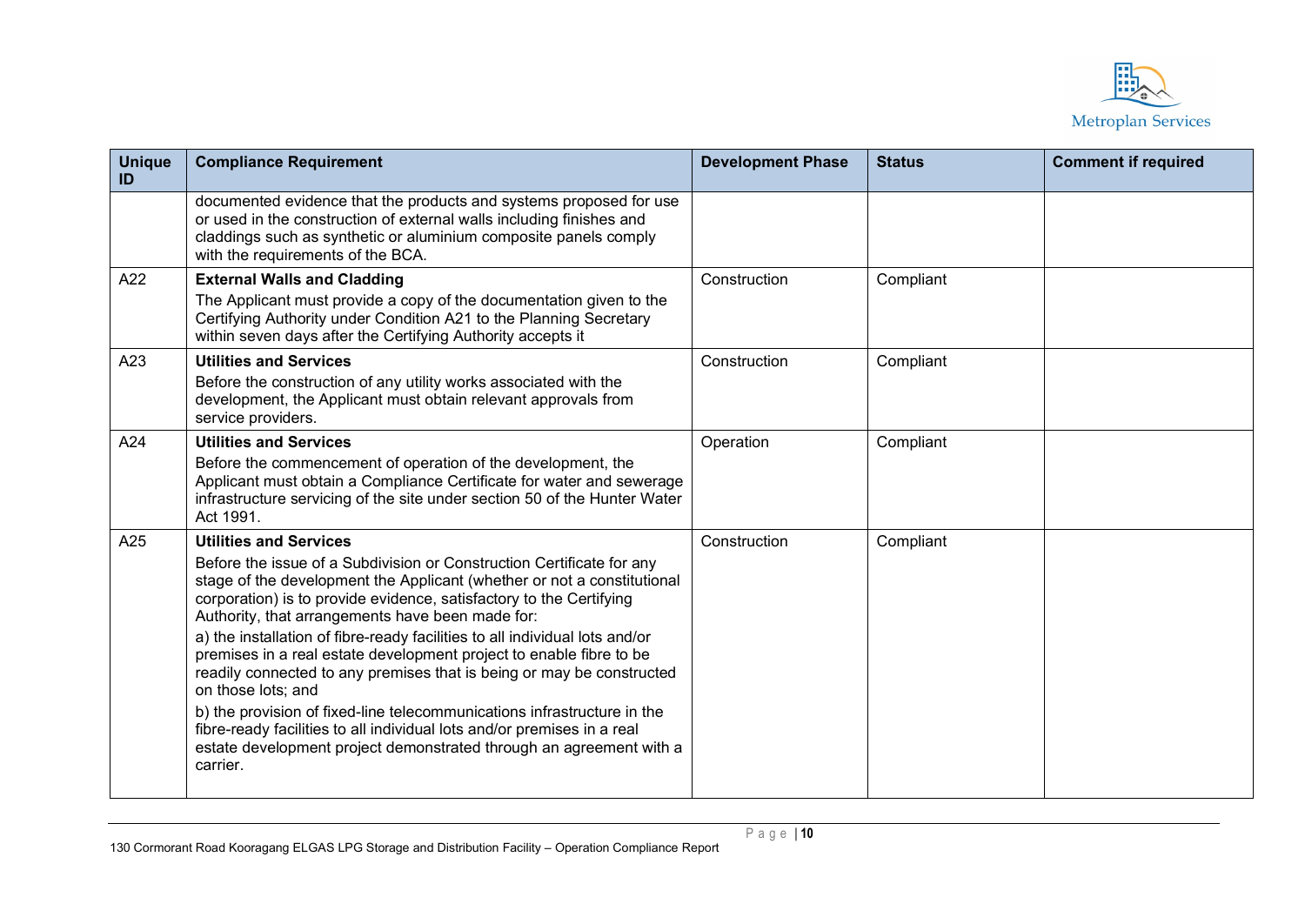| Unique ID | Compliance Requirement | Development Phase | Status | Comment if required |
|---|---|---|---|---|
| | documented evidence that the products and systems proposed for use or used in the construction of external walls including finishes and claddings such as synthetic or aluminium composite panels comply with the requirements of the BCA. | | | |
| A22 | **External Walls and Cladding** The Applicant must provide a copy of the documentation given to the Certifying Authority under Condition A21 to the Planning Secretary within seven days after the Certifying Authority accepts it | Construction | Compliant | |
| A23 | **Utilities and Services** Before the construction of any utility works associated with the development, the Applicant must obtain relevant approvals from service providers. | Construction | Compliant | |
| A24 | **Utilities and Services** Before the commencement of operation of the development, the Applicant must obtain a Compliance Certificate for water and sewerage infrastructure servicing of the site under section 50 of the Hunter Water Act 1991. | Operation | Compliant | |
| A25 | **Utilities and Services** Before the issue of a Subdivision or Construction Certificate for any stage of the development the Applicant (whether or not a constitutional corporation) is to provide evidence, satisfactory to the Certifying Authority, that arrangements have been made for: a) the installation of fibre-ready facilities to all individual lots and/or premises in a real estate development project to enable fibre to be readily connected to any premises that is being or may be constructed on those lots; and b) the provision of fixed-line telecommunications infrastructure in the fibre-ready facilities to all individual lots and/or premises in a real estate development project demonstrated through an agreement with a carrier. | Construction | Compliant | |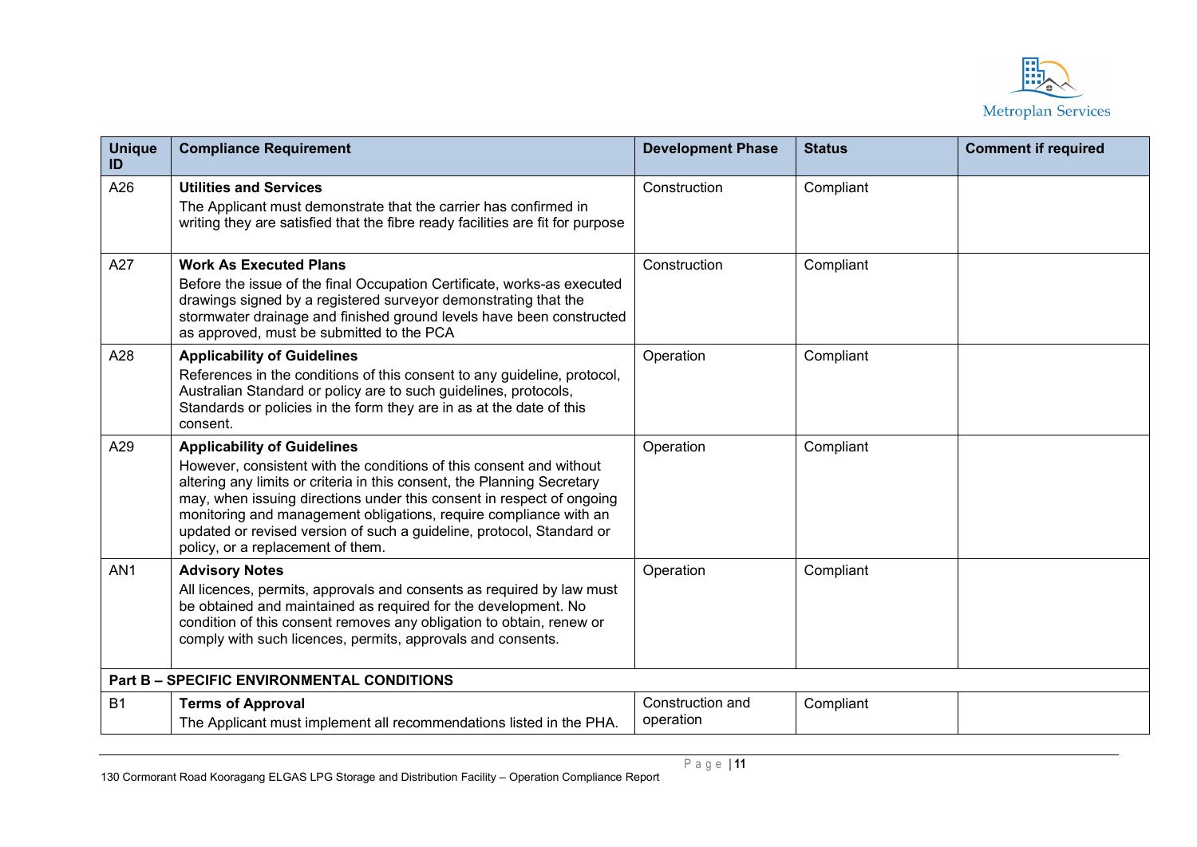| Unique ID | Compliance Requirement | Development Phase | Status | Comment if required |
|---|---|---|---|---|
| A26 | **Utilities and Services**<br>The Applicant must demonstrate that the carrier has confirmed in writing they are satisfied that the fibre ready facilities are fit for purpose | Construction | Compliant | |
| A27 | **Work As Executed Plans**<br>Before the issue of the final Occupation Certificate, works-as executed drawings signed by a registered surveyor demonstrating that the stormwater drainage and finished ground levels have been constructed as approved, must be submitted to the PCA | Construction | Compliant | |
| A28 | **Applicability of Guidelines**<br>References in the conditions of this consent to any guideline, protocol, Australian Standard or policy are to such guidelines, protocols, Standards or policies in the form they are in as at the date of this consent. | Operation | Compliant | |
| A29 | **Applicability of Guidelines**<br>However, consistent with the conditions of this consent and without altering any limits or criteria in this consent, the Planning Secretary may, when issuing directions under this consent in respect of ongoing monitoring and management obligations, require compliance with an updated or revised version of such a guideline, protocol, Standard or policy, or a replacement of them. | Operation | Compliant | |
| AN1 | **Advisory Notes**<br>All licences, permits, approvals and consents as required by law must be obtained and maintained as required for the development. No condition of this consent removes any obligation to obtain, renew or comply with such licences, permits, approvals and consents. | Operation | Compliant | |
| **Part B – SPECIFIC ENVIRONMENTAL CONDITIONS** | | | | |
| B1 | **Terms of Approval**<br>The Applicant must implement all recommendations listed in the PHA. | Construction and operation | Compliant | |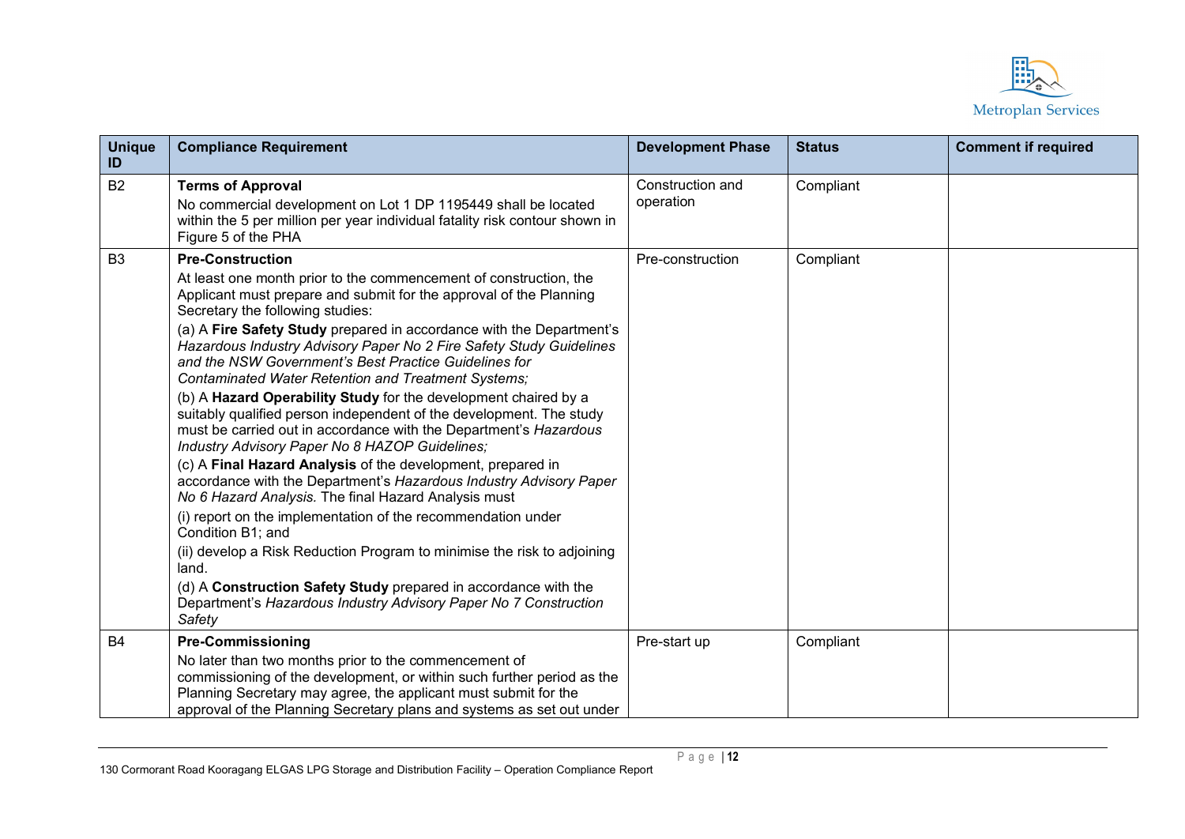| Unique ID | Compliance Requirement | Development Phase | Status | Comment if required |
|---|---|---|---|---|
| B2 | **Terms of Approval**<br>No commercial development on Lot 1 DP 1195449 shall be located within the 5 per million per year individual fatality risk contour shown in Figure 5 of the PHA | Construction and operation | Compliant | |
| B3 | **Pre-Construction**<br>At least one month prior to the commencement of construction, the Applicant must prepare and submit for the approval of the Planning Secretary the following studies:<br>(a) A **Fire Safety Study** prepared in accordance with the Department's *Hazardous Industry Advisory Paper No 2 Fire Safety Study Guidelines and the NSW Government's Best Practice Guidelines for Contaminated Water Retention and Treatment Systems;*<br>(b) A **Hazard Operability Study** for the development chaired by a suitably qualified person independent of the development. The study must be carried out in accordance with the Department's *Hazardous Industry Advisory Paper No 8 HAZOP Guidelines;*<br>(c) A **Final Hazard Analysis** of the development, prepared in accordance with the Department's *Hazardous Industry Advisory Paper No 6 Hazard Analysis.* The final Hazard Analysis must<br>(i) report on the implementation of the recommendation under Condition B1; and<br>(ii) develop a Risk Reduction Program to minimise the risk to adjoining land.<br>(d) A **Construction Safety Study** prepared in accordance with the Department's *Hazardous Industry Advisory Paper No 7 Construction Safety* | Pre-construction | Compliant | |
| B4 | **Pre-Commissioning**<br>No later than two months prior to the commencement of commissioning of the development, or within such further period as the Planning Secretary may agree, the applicant must submit for the approval of the Planning Secretary plans and systems as set out under | Pre-start up | Compliant | |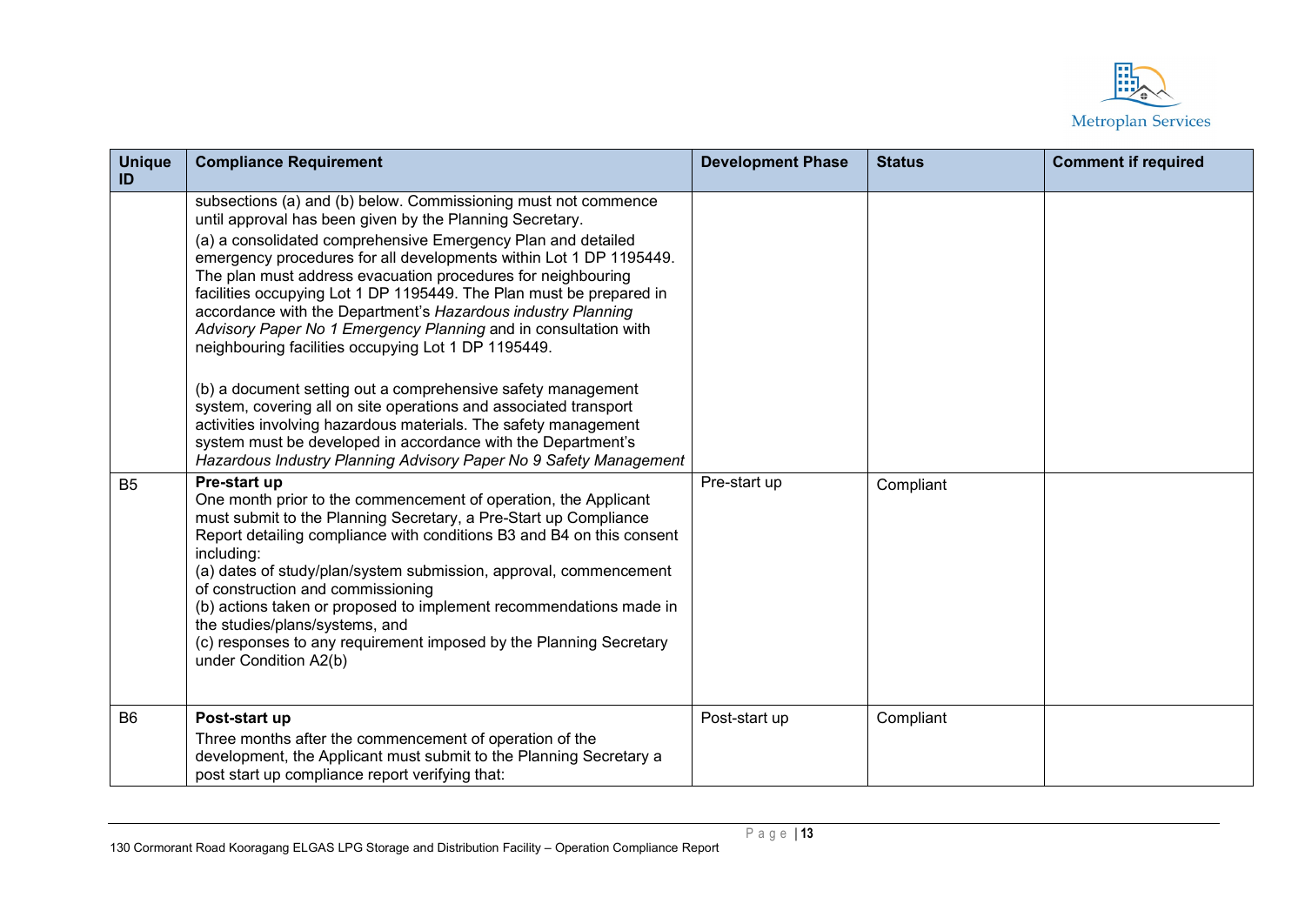| Unique ID | Compliance Requirement | Development Phase | Status | Comment if required |
|---|---|---|---|---|
| | subsections (a) and (b) below. Commissioning must not commence until approval has been given by the Planning Secretary.<br>(a) a consolidated comprehensive Emergency Plan and detailed emergency procedures for all developments within Lot 1 DP 1195449. The plan must address evacuation procedures for neighbouring facilities occupying Lot 1 DP 1195449. The Plan must be prepared in accordance with the Department's *Hazardous industry Planning Advisory Paper No 1 Emergency Planning* and in consultation with neighbouring facilities occupying Lot 1 DP 1195449.<br><br>(b) a document setting out a comprehensive safety management system, covering all on site operations and associated transport activities involving hazardous materials. The safety management system must be developed in accordance with the Department's *Hazardous Industry Planning Advisory Paper No 9 Safety Management* | | | |
| B5 | **Pre-start up**<br>One month prior to the commencement of operation, the Applicant must submit to the Planning Secretary, a Pre-Start up Compliance Report detailing compliance with conditions B3 and B4 on this consent including:<br>(a) dates of study/plan/system submission, approval, commencement of construction and commissioning<br>(b) actions taken or proposed to implement recommendations made in the studies/plans/systems, and<br>(c) responses to any requirement imposed by the Planning Secretary under Condition A2(b) | Pre-start up | Compliant | |
| B6 | **Post-start up**<br>Three months after the commencement of operation of the development, the Applicant must submit to the Planning Secretary a post start up compliance report verifying that: | Post-start up | Compliant | |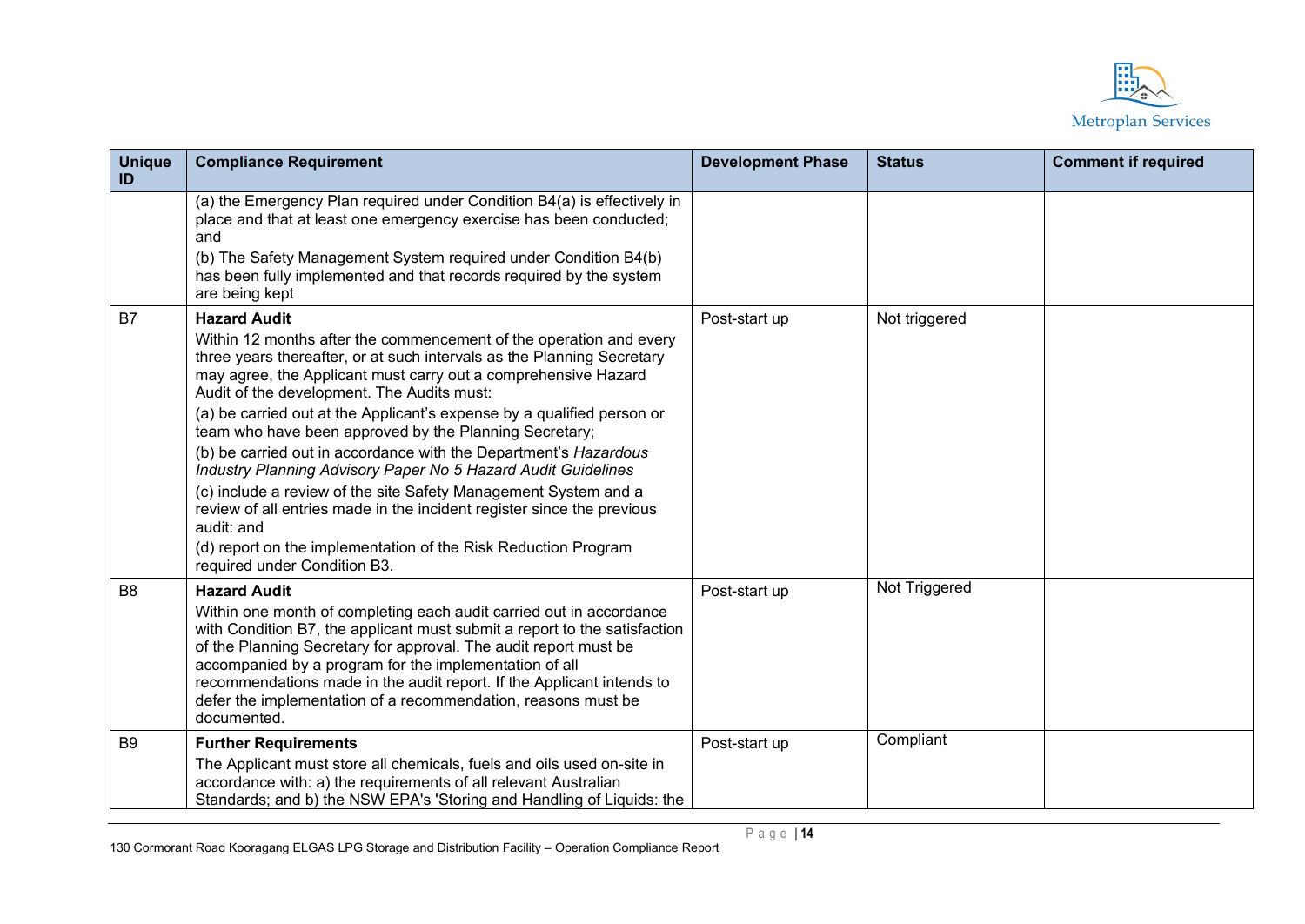| Unique ID | Compliance Requirement | Development Phase | Status | Comment if required |
|---|---|---|---|---|
| | (a) the Emergency Plan required under Condition B4(a) is effectively in place and that at least one emergency exercise has been conducted; and<br>(b) The Safety Management System required under Condition B4(b) has been fully implemented and that records required by the system are being kept | | | |
| B7 | **Hazard Audit**<br>Within 12 months after the commencement of the operation and every three years thereafter, or at such intervals as the Planning Secretary may agree, the Applicant must carry out a comprehensive Hazard Audit of the development. The Audits must:<br>(a) be carried out at the Applicant's expense by a qualified person or team who have been approved by the Planning Secretary;<br>(b) be carried out in accordance with the Department's *Hazardous Industry Planning Advisory Paper No 5 Hazard Audit Guidelines*<br>(c) include a review of the site Safety Management System and a review of all entries made in the incident register since the previous audit: and<br>(d) report on the implementation of the Risk Reduction Program required under Condition B3. | Post-start up | Not triggered | |
| B8 | **Hazard Audit**<br>Within one month of completing each audit carried out in accordance with Condition B7, the applicant must submit a report to the satisfaction of the Planning Secretary for approval. The audit report must be accompanied by a program for the implementation of all recommendations made in the audit report. If the Applicant intends to defer the implementation of a recommendation, reasons must be documented. | Post-start up | Not Triggered | |
| B9 | **Further Requirements**<br>The Applicant must store all chemicals, fuels and oils used on-site in accordance with: a) the requirements of all relevant Australian Standards; and b) the NSW EPA's 'Storing and Handling of Liquids: the | Post-start up | Compliant | |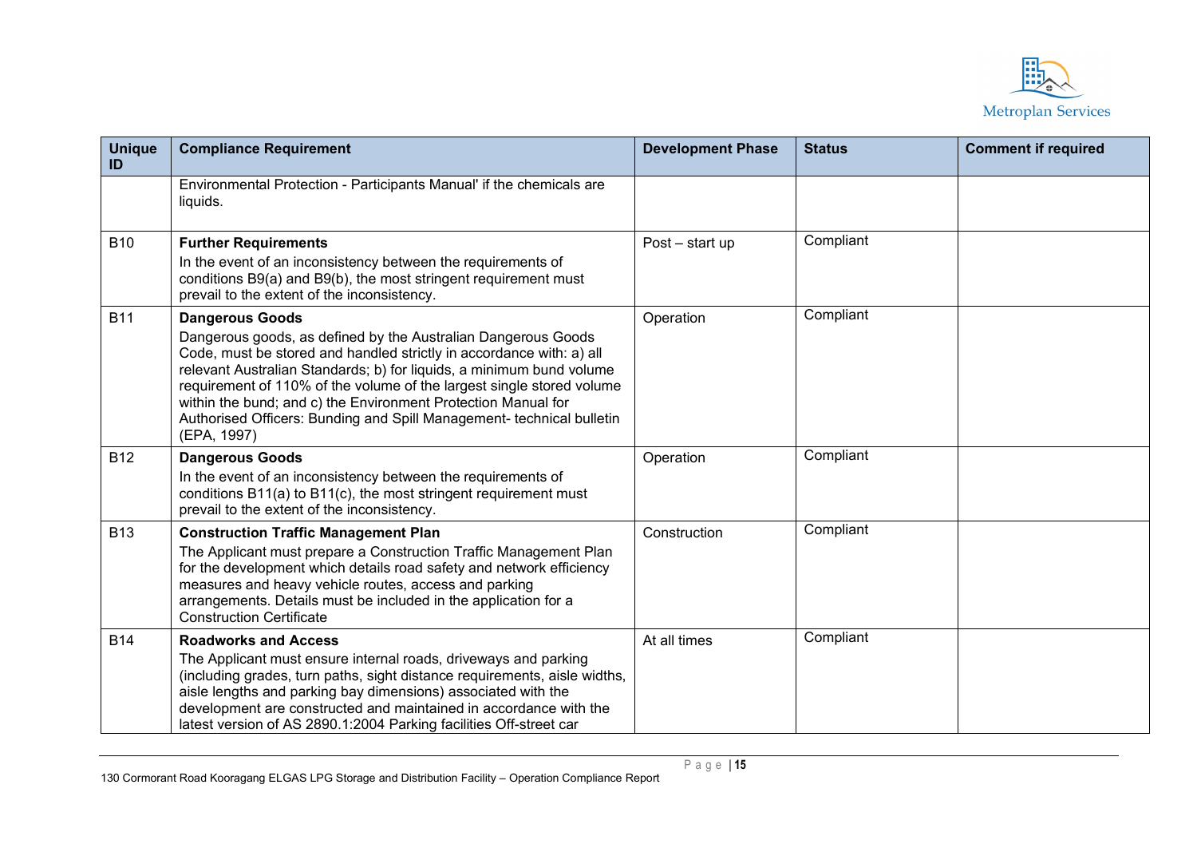| Unique ID | Compliance Requirement | Development Phase | Status | Comment if required |
|---|---|---|---|---|
| | Environmental Protection - Participants Manual' if the chemicals are liquids. | | | |
| B10 | **Further Requirements**<br>In the event of an inconsistency between the requirements of conditions B9(a) and B9(b), the most stringent requirement must prevail to the extent of the inconsistency. | Post – start up | Compliant | |
| B11 | **Dangerous Goods**<br>Dangerous goods, as defined by the Australian Dangerous Goods Code, must be stored and handled strictly in accordance with: a) all relevant Australian Standards; b) for liquids, a minimum bund volume requirement of 110% of the volume of the largest single stored volume within the bund; and c) the Environment Protection Manual for Authorised Officers: Bunding and Spill Management- technical bulletin (EPA, 1997) | Operation | Compliant | |
| B12 | **Dangerous Goods**<br>In the event of an inconsistency between the requirements of conditions B11(a) to B11(c), the most stringent requirement must prevail to the extent of the inconsistency. | Operation | Compliant | |
| B13 | **Construction Traffic Management Plan**<br>The Applicant must prepare a Construction Traffic Management Plan for the development which details road safety and network efficiency measures and heavy vehicle routes, access and parking arrangements. Details must be included in the application for a Construction Certificate | Construction | Compliant | |
| B14 | **Roadworks and Access**<br>The Applicant must ensure internal roads, driveways and parking (including grades, turn paths, sight distance requirements, aisle widths, aisle lengths and parking bay dimensions) associated with the development are constructed and maintained in accordance with the latest version of AS 2890.1:2004 Parking facilities Off-street car | At all times | Compliant | |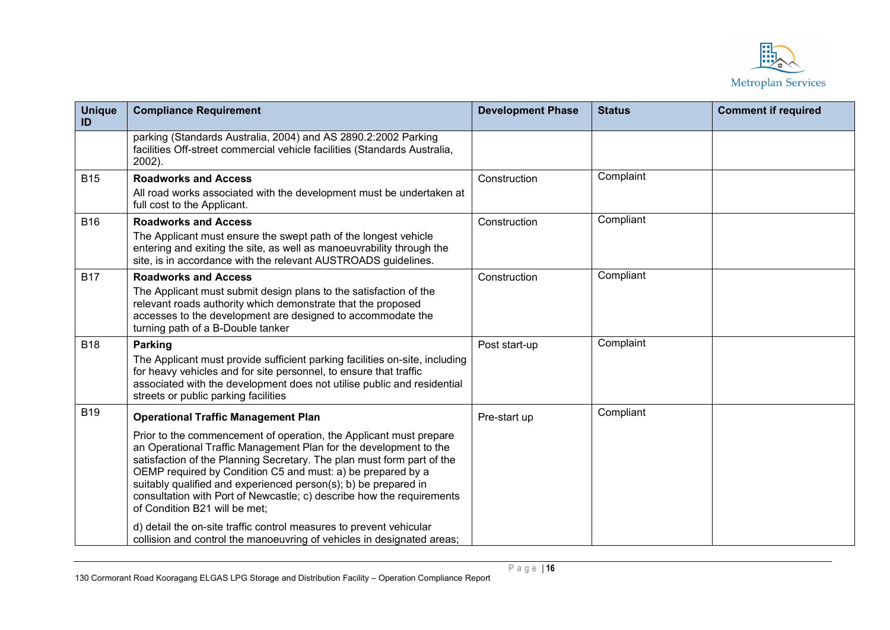| Unique ID | Compliance Requirement | Development Phase | Status | Comment if required |
|---|---|---|---|---|
| | parking (Standards Australia, 2004) and AS 2890.2:2002 Parking facilities Off-street commercial vehicle facilities (Standards Australia, 2002). | | | |
| B15 | **Roadworks and Access**<br>All road works associated with the development must be undertaken at full cost to the Applicant. | Construction | Complaint | |
| B16 | **Roadworks and Access**<br>The Applicant must ensure the swept path of the longest vehicle entering and exiting the site, as well as manoeuvrability through the site, is in accordance with the relevant AUSTROADS guidelines. | Construction | Compliant | |
| B17 | **Roadworks and Access**<br>The Applicant must submit design plans to the satisfaction of the relevant roads authority which demonstrate that the proposed accesses to the development are designed to accommodate the turning path of a B-Double tanker | Construction | Compliant | |
| B18 | **Parking**<br>The Applicant must provide sufficient parking facilities on-site, including for heavy vehicles and for site personnel, to ensure that traffic associated with the development does not utilise public and residential streets or public parking facilities | Post start-up | Complaint | |
| B19 | **Operational Traffic Management Plan**<br>Prior to the commencement of operation, the Applicant must prepare an Operational Traffic Management Plan for the development to the satisfaction of the Planning Secretary. The plan must form part of the OEMP required by Condition C5 and must: a) be prepared by a suitably qualified and experienced person(s); b) be prepared in consultation with Port of Newcastle; c) describe how the requirements of Condition B21 will be met;<br>d) detail the on-site traffic control measures to prevent vehicular collision and control the manoeuvring of vehicles in designated areas; | Pre-start up | Compliant | |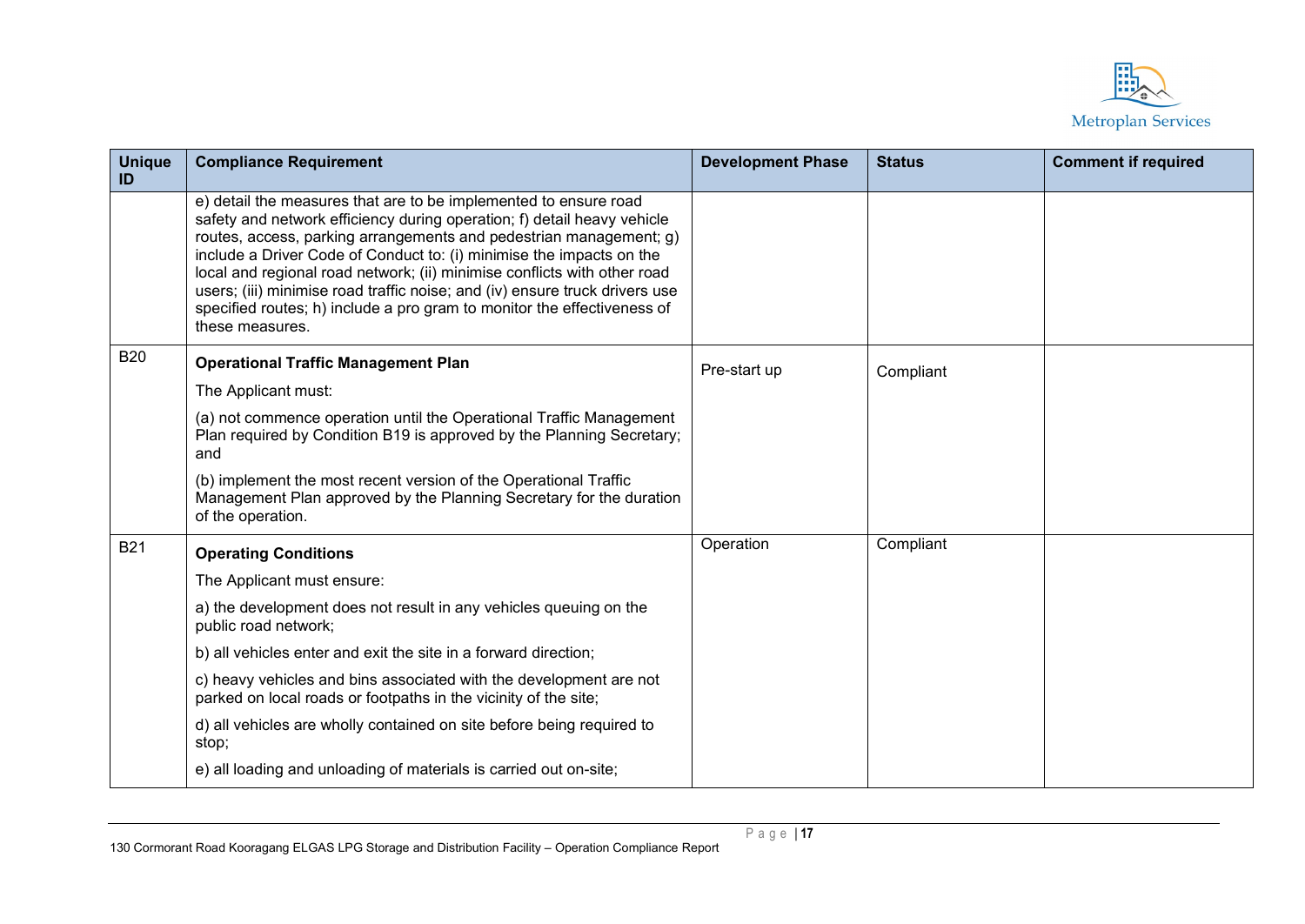| Unique ID | Compliance Requirement | Development Phase | Status | Comment if required |
|---|---|---|---|---|
| | e) detail the measures that are to be implemented to ensure road safety and network efficiency during operation; f) detail heavy vehicle routes, access, parking arrangements and pedestrian management; g) include a Driver Code of Conduct to: (i) minimise the impacts on the local and regional road network; (ii) minimise conflicts with other road users; (iii) minimise road traffic noise; and (iv) ensure truck drivers use specified routes; h) include a pro gram to monitor the effectiveness of these measures. | | | |
| B20 | **Operational Traffic Management Plan**<br><br>The Applicant must:<br><br>(a) not commence operation until the Operational Traffic Management Plan required by Condition B19 is approved by the Planning Secretary; and<br><br>(b) implement the most recent version of the Operational Traffic Management Plan approved by the Planning Secretary for the duration of the operation. | Pre-start up | Compliant | |
| B21 | **Operating Conditions**<br><br>The Applicant must ensure:<br><br>a) the development does not result in any vehicles queuing on the public road network;<br><br>b) all vehicles enter and exit the site in a forward direction;<br><br>c) heavy vehicles and bins associated with the development are not parked on local roads or footpaths in the vicinity of the site;<br><br>d) all vehicles are wholly contained on site before being required to stop;<br><br>e) all loading and unloading of materials is carried out on-site; | Operation | Compliant | |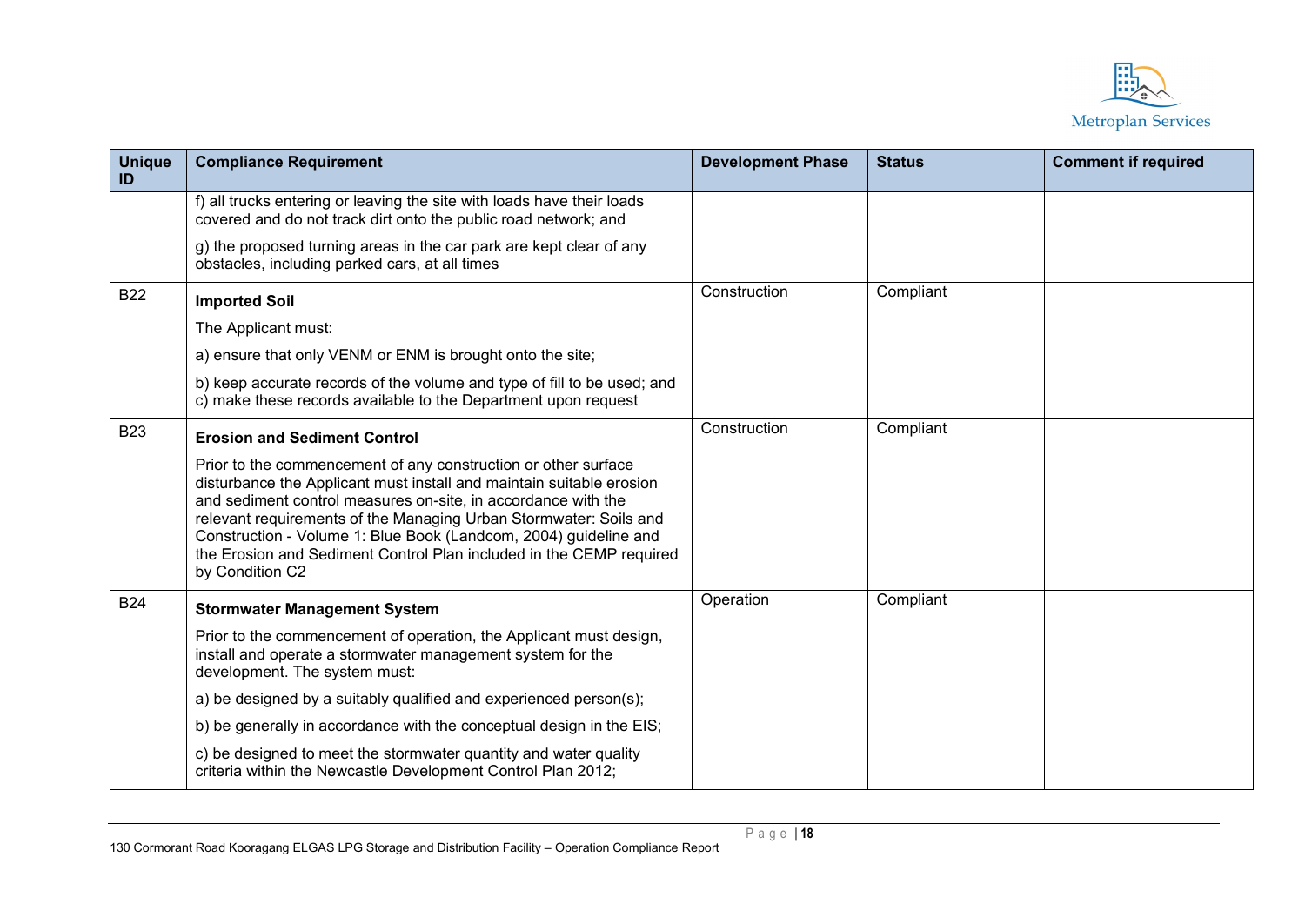| Unique ID | Compliance Requirement | Development Phase | Status | Comment if required |
|---|---|---|---|---|
| | f) all trucks entering or leaving the site with loads have their loads covered and do not track dirt onto the public road network; and<br><br>g) the proposed turning areas in the car park are kept clear of any obstacles, including parked cars, at all times | | | |
| B22 | **Imported Soil**<br><br>The Applicant must:<br><br>a) ensure that only VENM or ENM is brought onto the site;<br><br>b) keep accurate records of the volume and type of fill to be used; and<br>c) make these records available to the Department upon request | Construction | Compliant | |
| B23 | **Erosion and Sediment Control**<br><br>Prior to the commencement of any construction or other surface disturbance the Applicant must install and maintain suitable erosion and sediment control measures on-site, in accordance with the relevant requirements of the Managing Urban Stormwater: Soils and Construction - Volume 1: Blue Book (Landcom, 2004) guideline and the Erosion and Sediment Control Plan included in the CEMP required by Condition C2 | Construction | Compliant | |
| B24 | **Stormwater Management System**<br><br>Prior to the commencement of operation, the Applicant must design, install and operate a stormwater management system for the development. The system must:<br><br>a) be designed by a suitably qualified and experienced person(s);<br><br>b) be generally in accordance with the conceptual design in the EIS;<br><br>c) be designed to meet the stormwater quantity and water quality criteria within the Newcastle Development Control Plan 2012; | Operation | Compliant | |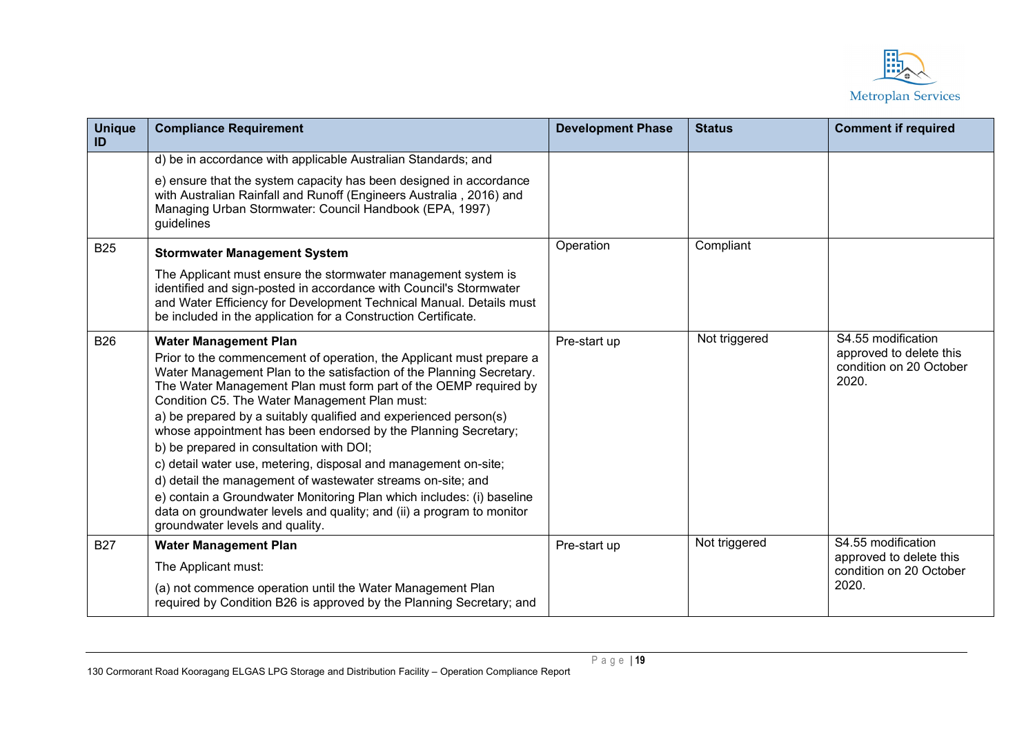| Unique ID | Compliance Requirement | Development Phase | Status | Comment if required |
|---|---|---|---|---|
| | d) be in accordance with applicable Australian Standards; and<br><br>e) ensure that the system capacity has been designed in accordance with Australian Rainfall and Runoff (Engineers Australia , 2016) and Managing Urban Stormwater: Council Handbook (EPA, 1997) guidelines | | | |
| B25 | **Stormwater Management System**<br><br>The Applicant must ensure the stormwater management system is identified and sign-posted in accordance with Council's Stormwater and Water Efficiency for Development Technical Manual. Details must be included in the application for a Construction Certificate. | Operation | Compliant | |
| B26 | **Water Management Plan**<br><br>Prior to the commencement of operation, the Applicant must prepare a Water Management Plan to the satisfaction of the Planning Secretary. The Water Management Plan must form part of the OEMP required by Condition C5. The Water Management Plan must:<br><br>a) be prepared by a suitably qualified and experienced person(s) whose appointment has been endorsed by the Planning Secretary;<br><br>b) be prepared in consultation with DOI;<br><br>c) detail water use, metering, disposal and management on-site;<br><br>d) detail the management of wastewater streams on-site; and<br><br>e) contain a Groundwater Monitoring Plan which includes: (i) baseline data on groundwater levels and quality; and (ii) a program to monitor groundwater levels and quality. | Pre-start up | Not triggered | S4.55 modification approved to delete this condition on 20 October 2020. |
| B27 | **Water Management Plan**<br><br>The Applicant must:<br><br>(a) not commence operation until the Water Management Plan required by Condition B26 is approved by the Planning Secretary; and | Pre-start up | Not triggered | S4.55 modification approved to delete this condition on 20 October 2020. |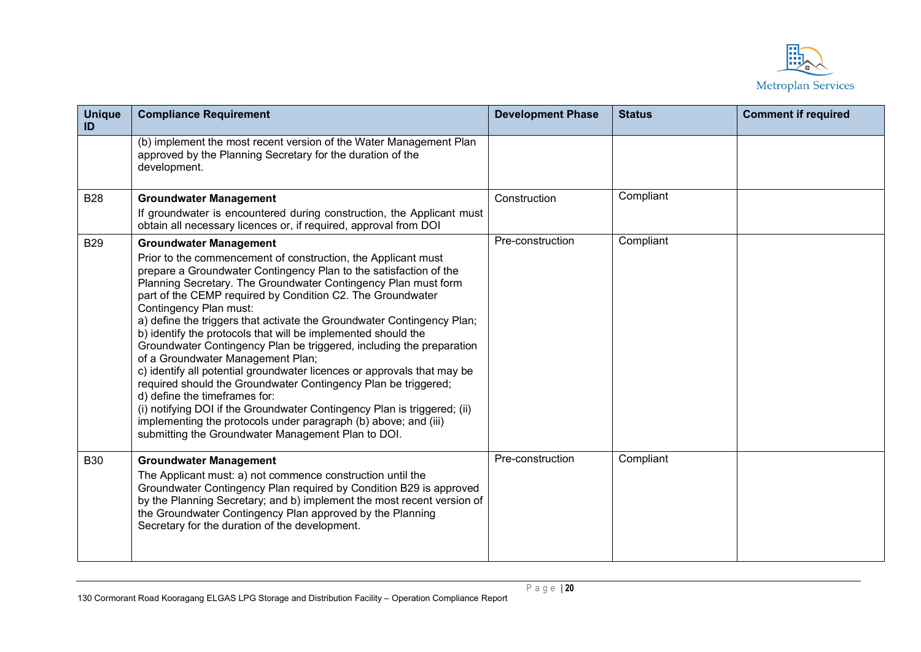| Unique ID | Compliance Requirement | Development Phase | Status | Comment if required |
|---|---|---|---|---|
| | (b) implement the most recent version of the Water Management Plan approved by the Planning Secretary for the duration of the development. | | | |
| B28 | **Groundwater Management**<br>If groundwater is encountered during construction, the Applicant must obtain all necessary licences or, if required, approval from DOI | Construction | Compliant | |
| B29 | **Groundwater Management**<br>Prior to the commencement of construction, the Applicant must prepare a Groundwater Contingency Plan to the satisfaction of the Planning Secretary. The Groundwater Contingency Plan must form part of the CEMP required by Condition C2. The Groundwater Contingency Plan must:<br>a) define the triggers that activate the Groundwater Contingency Plan;<br>b) identify the protocols that will be implemented should the Groundwater Contingency Plan be triggered, including the preparation of a Groundwater Management Plan;<br>c) identify all potential groundwater licences or approvals that may be required should the Groundwater Contingency Plan be triggered;<br>d) define the timeframes for:<br>(i) notifying DOI if the Groundwater Contingency Plan is triggered; (ii) implementing the protocols under paragraph (b) above; and (iii) submitting the Groundwater Management Plan to DOI. | Pre-construction | Compliant | |
| B30 | **Groundwater Management**<br>The Applicant must: a) not commence construction until the Groundwater Contingency Plan required by Condition B29 is approved by the Planning Secretary; and b) implement the most recent version of the Groundwater Contingency Plan approved by the Planning Secretary for the duration of the development. | Pre-construction | Compliant | |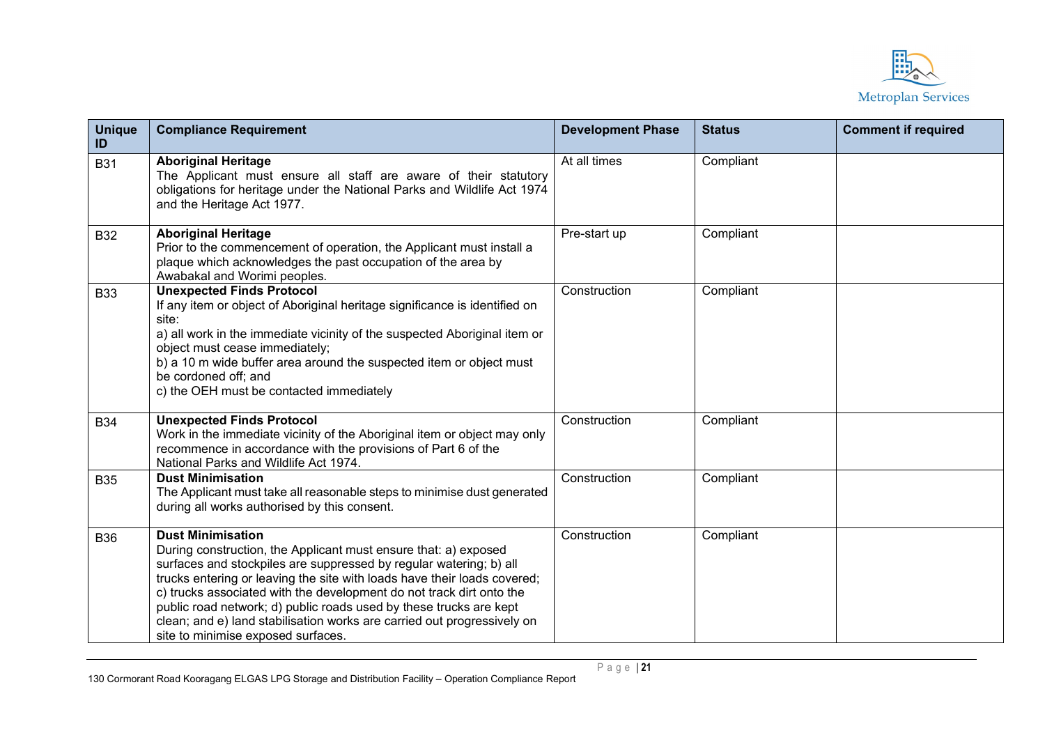| Unique ID | Compliance Requirement | Development Phase | Status | Comment if required |
|---|---|---|---|---|
| B31 | **Aboriginal Heritage**<br>The Applicant must ensure all staff are aware of their statutory obligations for heritage under the National Parks and Wildlife Act 1974 and the Heritage Act 1977. | At all times | Compliant | |
| B32 | **Aboriginal Heritage**<br>Prior to the commencement of operation, the Applicant must install a plaque which acknowledges the past occupation of the area by Awabakal and Worimi peoples. | Pre-start up | Compliant | |
| B33 | **Unexpected Finds Protocol**<br>If any item or object of Aboriginal heritage significance is identified on site:<br>a) all work in the immediate vicinity of the suspected Aboriginal item or object must cease immediately;<br>b) a 10 m wide buffer area around the suspected item or object must be cordoned off; and<br>c) the OEH must be contacted immediately | Construction | Compliant | |
| B34 | **Unexpected Finds Protocol**<br>Work in the immediate vicinity of the Aboriginal item or object may only recommence in accordance with the provisions of Part 6 of the National Parks and Wildlife Act 1974. | Construction | Compliant | |
| B35 | **Dust Minimisation**<br>The Applicant must take all reasonable steps to minimise dust generated during all works authorised by this consent. | Construction | Compliant | |
| B36 | **Dust Minimisation**<br>During construction, the Applicant must ensure that: a) exposed surfaces and stockpiles are suppressed by regular watering; b) all trucks entering or leaving the site with loads have their loads covered; c) trucks associated with the development do not track dirt onto the public road network; d) public roads used by these trucks are kept clean; and e) land stabilisation works are carried out progressively on site to minimise exposed surfaces. | Construction | Compliant | |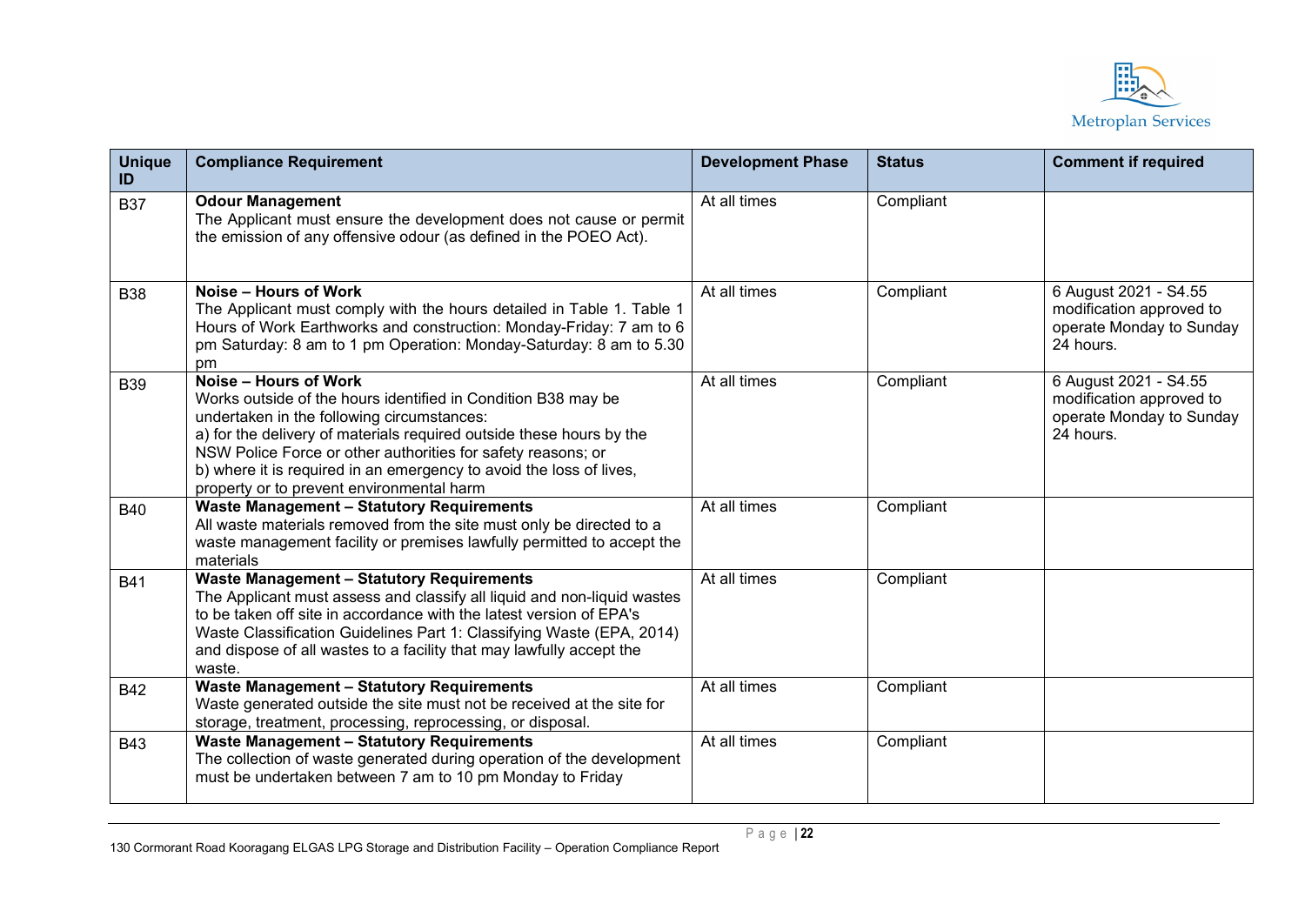| Unique ID | Compliance Requirement | Development Phase | Status | Comment if required |
|---|---|---|---|---|
| B37 | **Odour Management**<br>The Applicant must ensure the development does not cause or permit the emission of any offensive odour (as defined in the POEO Act). | At all times | Compliant | |
| B38 | **Noise – Hours of Work**<br>The Applicant must comply with the hours detailed in Table 1. Table 1 Hours of Work Earthworks and construction: Monday-Friday: 7 am to 6 pm Saturday: 8 am to 1 pm Operation: Monday-Saturday: 8 am to 5.30 pm | At all times | Compliant | 6 August 2021 - S4.55 modification approved to operate Monday to Sunday 24 hours. |
| B39 | **Noise – Hours of Work**<br>Works outside of the hours identified in Condition B38 may be undertaken in the following circumstances:<br>a) for the delivery of materials required outside these hours by the NSW Police Force or other authorities for safety reasons; or<br>b) where it is required in an emergency to avoid the loss of lives, property or to prevent environmental harm | At all times | Compliant | 6 August 2021 - S4.55 modification approved to operate Monday to Sunday 24 hours. |
| B40 | **Waste Management – Statutory Requirements**<br>All waste materials removed from the site must only be directed to a waste management facility or premises lawfully permitted to accept the materials | At all times | Compliant | |
| B41 | **Waste Management – Statutory Requirements**<br>The Applicant must assess and classify all liquid and non-liquid wastes to be taken off site in accordance with the latest version of EPA's Waste Classification Guidelines Part 1: Classifying Waste (EPA, 2014) and dispose of all wastes to a facility that may lawfully accept the waste. | At all times | Compliant | |
| B42 | **Waste Management – Statutory Requirements**<br>Waste generated outside the site must not be received at the site for storage, treatment, processing, reprocessing, or disposal. | At all times | Compliant | |
| B43 | **Waste Management – Statutory Requirements**<br>The collection of waste generated during operation of the development must be undertaken between 7 am to 10 pm Monday to Friday | At all times | Compliant | |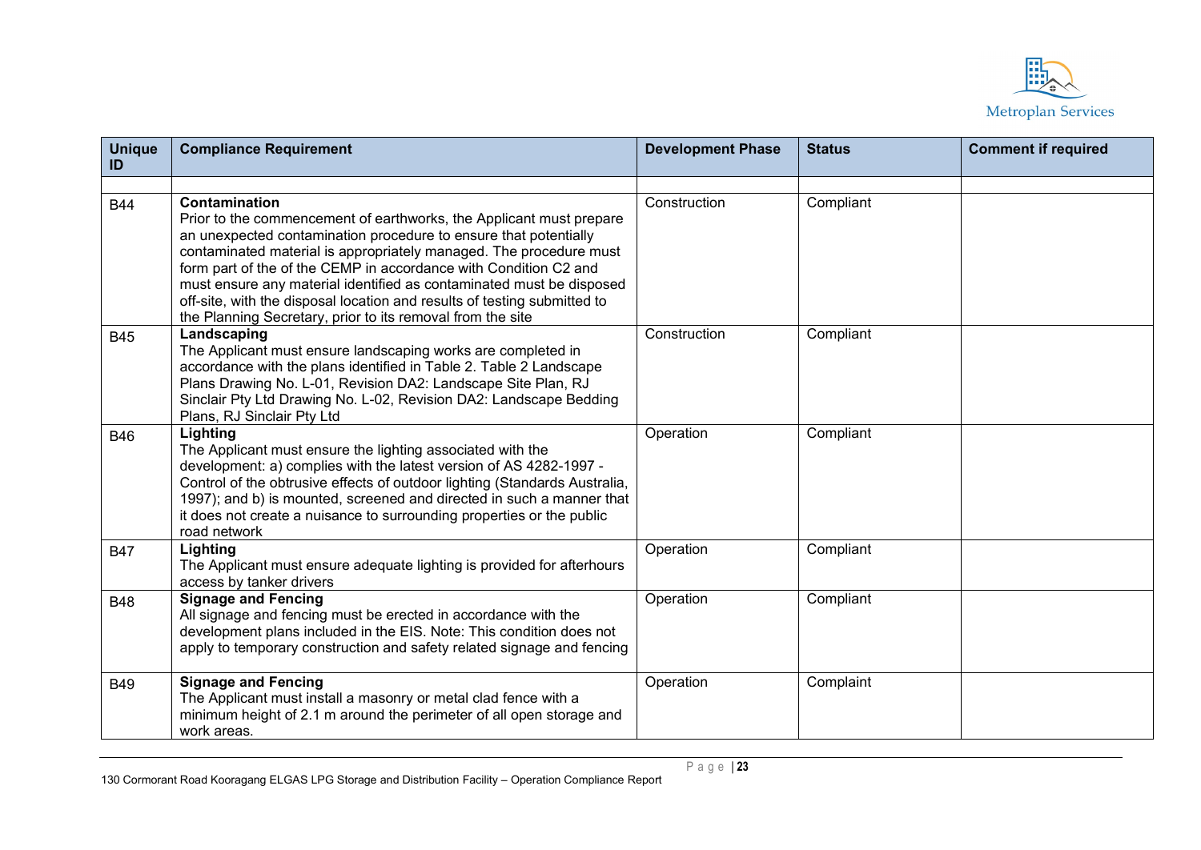| Unique ID | Compliance Requirement | Development Phase | Status | Comment if required |
|---|---|---|---|---|
| | | | | |
| B44 | **Contamination**<br>Prior to the commencement of earthworks, the Applicant must prepare an unexpected contamination procedure to ensure that potentially contaminated material is appropriately managed. The procedure must form part of the of the CEMP in accordance with Condition C2 and must ensure any material identified as contaminated must be disposed off-site, with the disposal location and results of testing submitted to the Planning Secretary, prior to its removal from the site | Construction | Compliant | |
| B45 | **Landscaping**<br>The Applicant must ensure landscaping works are completed in accordance with the plans identified in Table 2. Table 2 Landscape Plans Drawing No. L-01, Revision DA2: Landscape Site Plan, RJ Sinclair Pty Ltd Drawing No. L-02, Revision DA2: Landscape Bedding Plans, RJ Sinclair Pty Ltd | Construction | Compliant | |
| B46 | **Lighting**<br>The Applicant must ensure the lighting associated with the development: a) complies with the latest version of AS 4282-1997 - Control of the obtrusive effects of outdoor lighting (Standards Australia, 1997); and b) is mounted, screened and directed in such a manner that it does not create a nuisance to surrounding properties or the public road network | Operation | Compliant | |
| B47 | **Lighting**<br>The Applicant must ensure adequate lighting is provided for afterhours access by tanker drivers | Operation | Compliant | |
| B48 | **Signage and Fencing**<br>All signage and fencing must be erected in accordance with the development plans included in the EIS. Note: This condition does not apply to temporary construction and safety related signage and fencing | Operation | Compliant | |
| B49 | **Signage and Fencing**<br>The Applicant must install a masonry or metal clad fence with a minimum height of 2.1 m around the perimeter of all open storage and work areas. | Operation | Complaint | |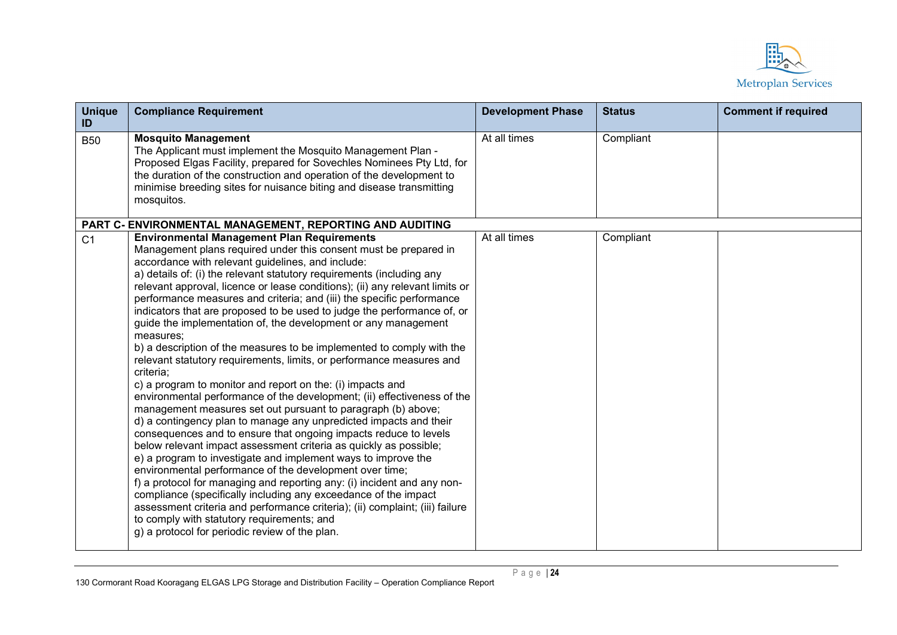| Unique ID | Compliance Requirement | Development Phase | Status | Comment if required |
|---|---|---|---|---|
| B50 | **Mosquito Management**<br>The Applicant must implement the Mosquito Management Plan - Proposed Elgas Facility, prepared for Sovechles Nominees Pty Ltd, for the duration of the construction and operation of the development to minimise breeding sites for nuisance biting and disease transmitting mosquitos. | At all times | Compliant | |
| **PART C- ENVIRONMENTAL MANAGEMENT, REPORTING AND AUDITING** | | | | |
| C1 | **Environmental Management Plan Requirements**<br>Management plans required under this consent must be prepared in accordance with relevant guidelines, and include:<br>a) details of: (i) the relevant statutory requirements (including any relevant approval, licence or lease conditions); (ii) any relevant limits or performance measures and criteria; and (iii) the specific performance indicators that are proposed to be used to judge the performance of, or guide the implementation of, the development or any management measures;<br>b) a description of the measures to be implemented to comply with the relevant statutory requirements, limits, or performance measures and criteria;<br>c) a program to monitor and report on the: (i) impacts and environmental performance of the development; (ii) effectiveness of the management measures set out pursuant to paragraph (b) above;<br>d) a contingency plan to manage any unpredicted impacts and their consequences and to ensure that ongoing impacts reduce to levels below relevant impact assessment criteria as quickly as possible;<br>e) a program to investigate and implement ways to improve the environmental performance of the development over time;<br>f) a protocol for managing and reporting any: (i) incident and any non-compliance (specifically including any exceedance of the impact assessment criteria and performance criteria); (ii) complaint; (iii) failure to comply with statutory requirements; and<br>g) a protocol for periodic review of the plan. | At all times | Compliant | |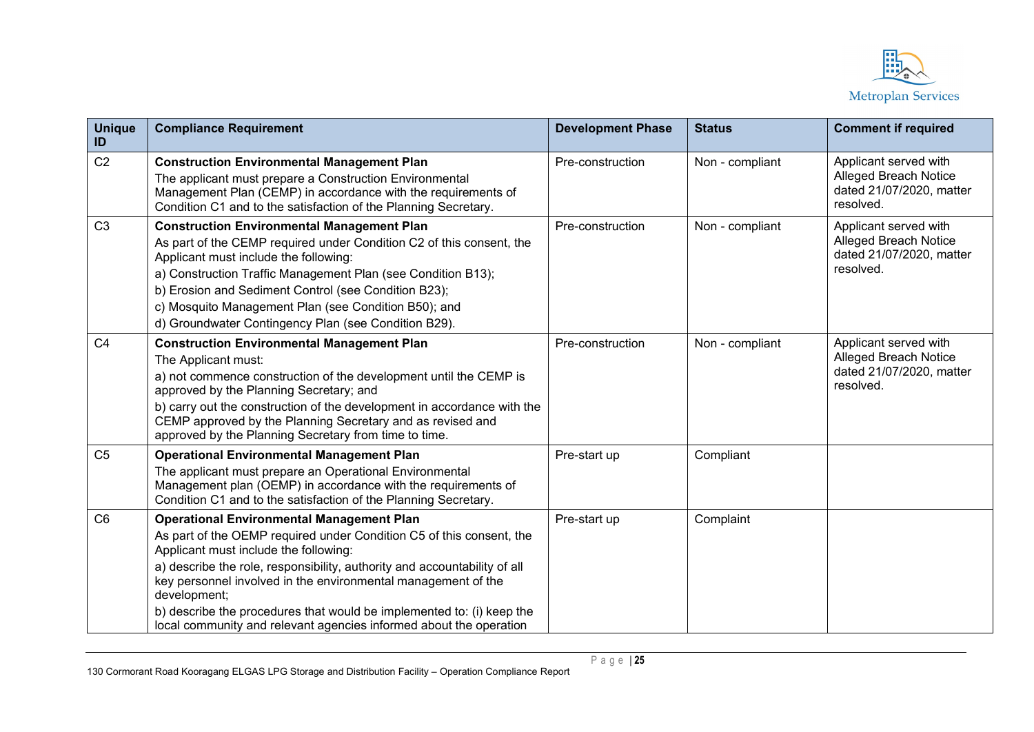| Unique ID | Compliance Requirement | Development Phase | Status | Comment if required |
|---|---|---|---|---|
| C2 | **Construction Environmental Management Plan**<br>The applicant must prepare a Construction Environmental Management Plan (CEMP) in accordance with the requirements of Condition C1 and to the satisfaction of the Planning Secretary. | Pre-construction | Non - compliant | Applicant served with Alleged Breach Notice dated 21/07/2020, matter resolved. |
| C3 | **Construction Environmental Management Plan**<br>As part of the CEMP required under Condition C2 of this consent, the Applicant must include the following:<br>a) Construction Traffic Management Plan (see Condition B13);<br>b) Erosion and Sediment Control (see Condition B23);<br>c) Mosquito Management Plan (see Condition B50); and<br>d) Groundwater Contingency Plan (see Condition B29). | Pre-construction | Non - compliant | Applicant served with Alleged Breach Notice dated 21/07/2020, matter resolved. |
| C4 | **Construction Environmental Management Plan**<br>The Applicant must:<br>a) not commence construction of the development until the CEMP is approved by the Planning Secretary; and<br>b) carry out the construction of the development in accordance with the CEMP approved by the Planning Secretary and as revised and approved by the Planning Secretary from time to time. | Pre-construction | Non - compliant | Applicant served with Alleged Breach Notice dated 21/07/2020, matter resolved. |
| C5 | **Operational Environmental Management Plan**<br>The applicant must prepare an Operational Environmental Management plan (OEMP) in accordance with the requirements of Condition C1 and to the satisfaction of the Planning Secretary. | Pre-start up | Compliant | |
| C6 | **Operational Environmental Management Plan**<br>As part of the OEMP required under Condition C5 of this consent, the Applicant must include the following:<br>a) describe the role, responsibility, authority and accountability of all key personnel involved in the environmental management of the development;<br>b) describe the procedures that would be implemented to: (i) keep the local community and relevant agencies informed about the operation | Pre-start up | Complaint | |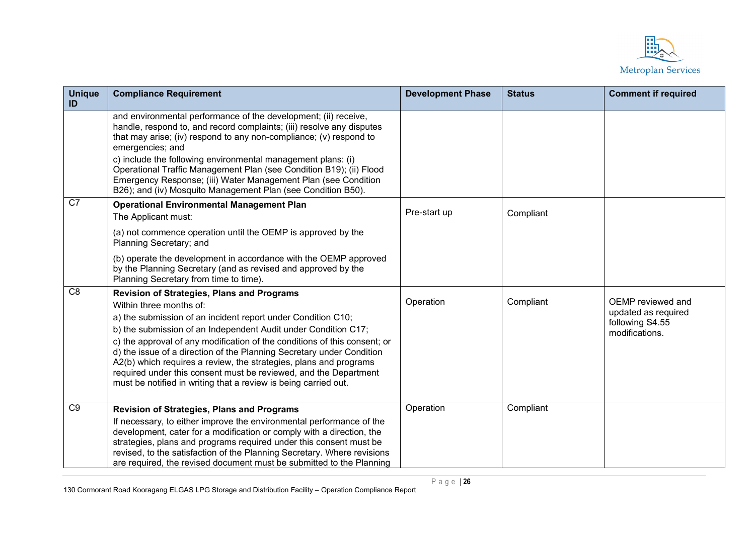| Unique ID | Compliance Requirement | Development Phase | Status | Comment if required |
|---|---|---|---|---|
| | and environmental performance of the development; (ii) receive, handle, respond to, and record complaints; (iii) resolve any disputes that may arise; (iv) respond to any non-compliance; (v) respond to emergencies; and<br>c) include the following environmental management plans: (i) Operational Traffic Management Plan (see Condition B19); (ii) Flood Emergency Response; (iii) Water Management Plan (see Condition B26); and (iv) Mosquito Management Plan (see Condition B50). | | | |
| C7 | **Operational Environmental Management Plan**<br>The Applicant must:<br>(a) not commence operation until the OEMP is approved by the Planning Secretary; and<br>(b) operate the development in accordance with the OEMP approved by the Planning Secretary (and as revised and approved by the Planning Secretary from time to time). | Pre-start up | Compliant | |
| C8 | **Revision of Strategies, Plans and Programs**<br>Within three months of:<br>a) the submission of an incident report under Condition C10;<br>b) the submission of an Independent Audit under Condition C17;<br>c) the approval of any modification of the conditions of this consent; or<br>d) the issue of a direction of the Planning Secretary under Condition A2(b) which requires a review, the strategies, plans and programs required under this consent must be reviewed, and the Department must be notified in writing that a review is being carried out. | Operation | Compliant | OEMP reviewed and updated as required following S4.55 modifications. |
| C9 | **Revision of Strategies, Plans and Programs**<br>If necessary, to either improve the environmental performance of the development, cater for a modification or comply with a direction, the strategies, plans and programs required under this consent must be revised, to the satisfaction of the Planning Secretary. Where revisions are required, the revised document must be submitted to the Planning | Operation | Compliant | |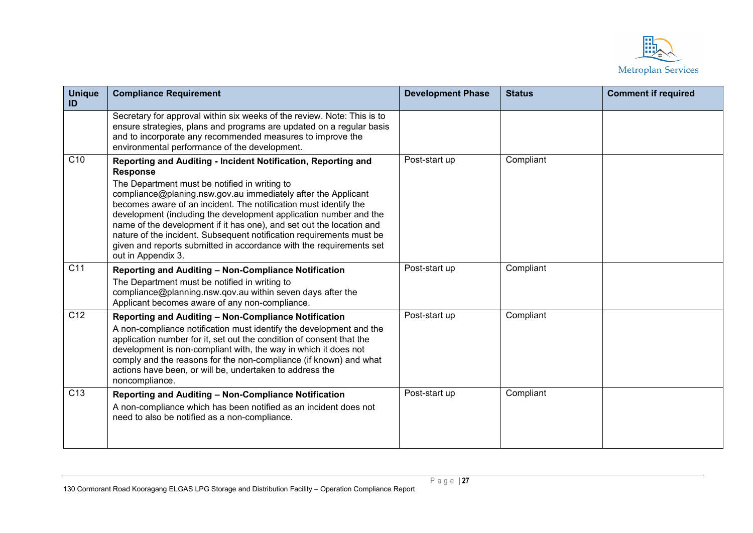| Unique ID | Compliance Requirement | Development Phase | Status | Comment if required |
|---|---|---|---|---|
| | Secretary for approval within six weeks of the review. Note: This is to ensure strategies, plans and programs are updated on a regular basis and to incorporate any recommended measures to improve the environmental performance of the development. | | | |
| C10 | **Reporting and Auditing - Incident Notification, Reporting and Response** The Department must be notified in writing to compliance@planing.nsw.gov.au immediately after the Applicant becomes aware of an incident. The notification must identify the development (including the development application number and the name of the development if it has one), and set out the location and nature of the incident. Subsequent notification requirements must be given and reports submitted in accordance with the requirements set out in Appendix 3. | Post-start up | Compliant | |
| C11 | **Reporting and Auditing – Non-Compliance Notification** The Department must be notified in writing to compliance@planning.nsw.qov.au within seven days after the Applicant becomes aware of any non-compliance. | Post-start up | Compliant | |
| C12 | **Reporting and Auditing – Non-Compliance Notification** A non-compliance notification must identify the development and the application number for it, set out the condition of consent that the development is non-compliant with, the way in which it does not comply and the reasons for the non-compliance (if known) and what actions have been, or will be, undertaken to address the noncompliance. | Post-start up | Compliant | |
| C13 | **Reporting and Auditing – Non-Compliance Notification** A non-compliance which has been notified as an incident does not need to also be notified as a non-compliance. | Post-start up | Compliant | |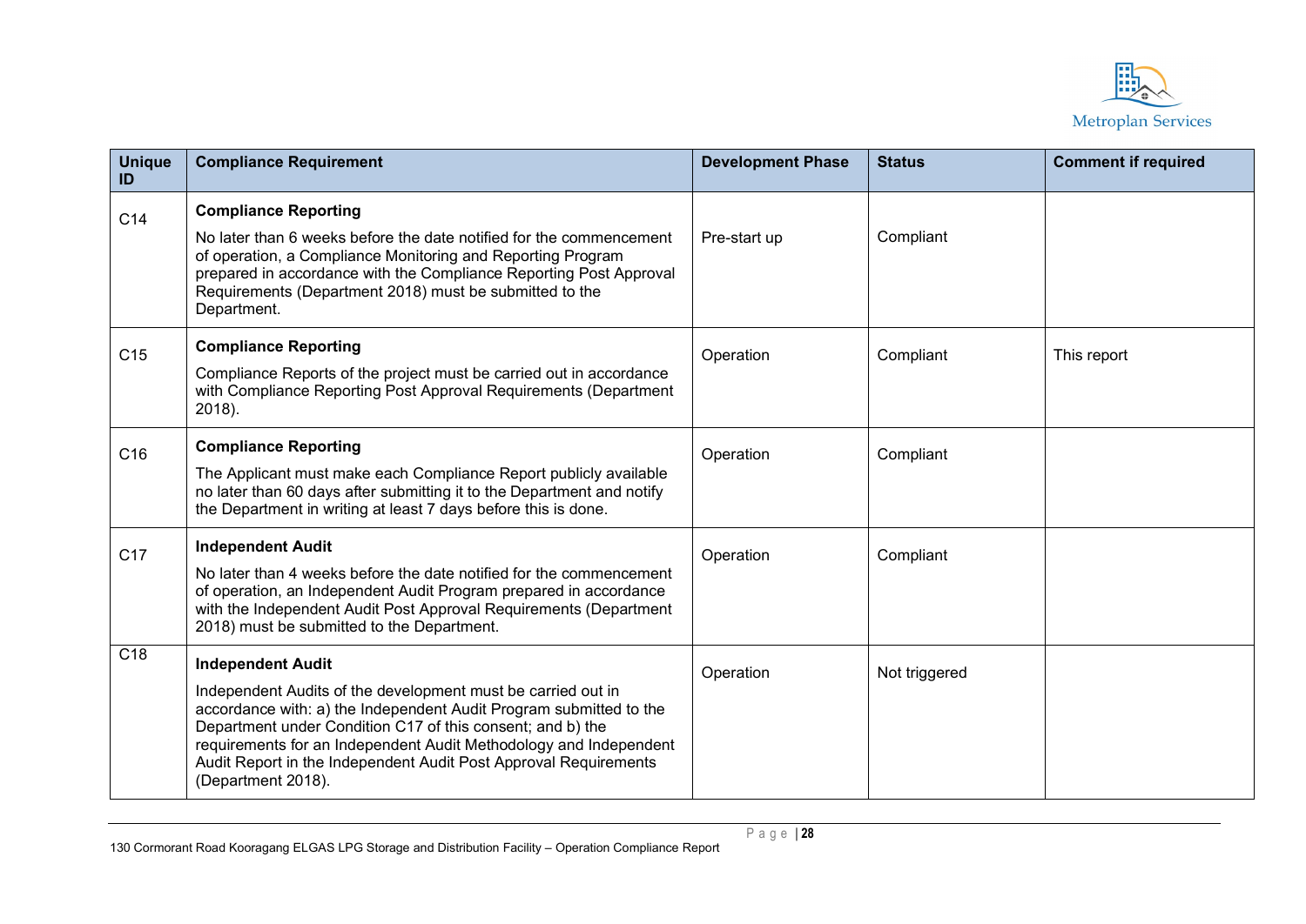| Unique ID | Compliance Requirement | Development Phase | Status | Comment if required |
|---|---|---|---|---|
| C14 | **Compliance Reporting**<br><br>No later than 6 weeks before the date notified for the commencement of operation, a Compliance Monitoring and Reporting Program prepared in accordance with the Compliance Reporting Post Approval Requirements (Department 2018) must be submitted to the Department. | Pre-start up | Compliant | |
| C15 | **Compliance Reporting**<br><br>Compliance Reports of the project must be carried out in accordance with Compliance Reporting Post Approval Requirements (Department 2018). | Operation | Compliant | This report |
| C16 | **Compliance Reporting**<br><br>The Applicant must make each Compliance Report publicly available no later than 60 days after submitting it to the Department and notify the Department in writing at least 7 days before this is done. | Operation | Compliant | |
| C17 | **Independent Audit**<br><br>No later than 4 weeks before the date notified for the commencement of operation, an Independent Audit Program prepared in accordance with the Independent Audit Post Approval Requirements (Department 2018) must be submitted to the Department. | Operation | Compliant | |
| C18 | **Independent Audit**<br><br>Independent Audits of the development must be carried out in accordance with: a) the Independent Audit Program submitted to the Department under Condition C17 of this consent; and b) the requirements for an Independent Audit Methodology and Independent Audit Report in the Independent Audit Post Approval Requirements (Department 2018). | Operation | Not triggered | |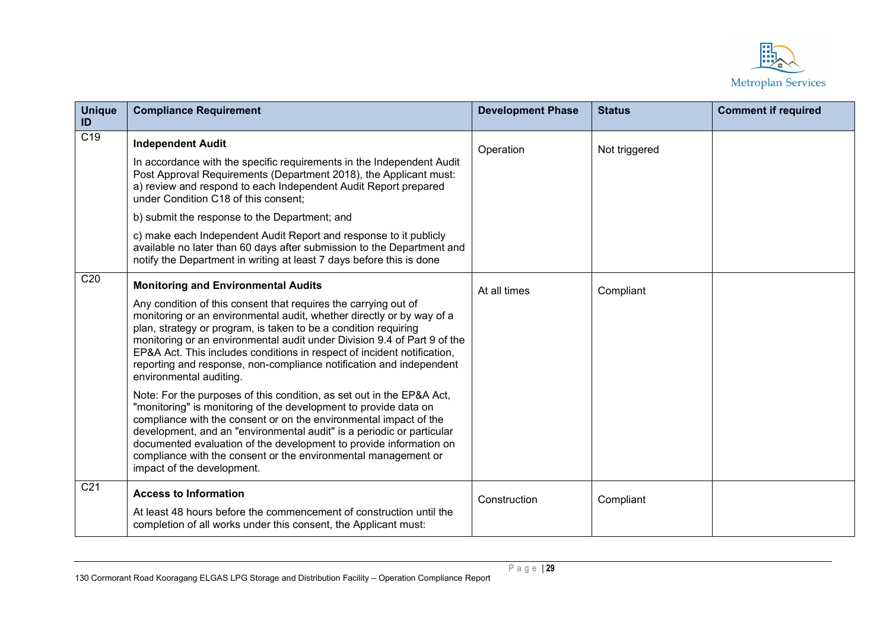| Unique ID | Compliance Requirement | Development Phase | Status | Comment if required |
|---|---|---|---|---|
| C19 | **Independent Audit**<br><br>In accordance with the specific requirements in the Independent Audit Post Approval Requirements (Department 2018), the Applicant must:<br>a) review and respond to each Independent Audit Report prepared under Condition C18 of this consent;<br><br>b) submit the response to the Department; and<br><br>c) make each Independent Audit Report and response to it publicly available no later than 60 days after submission to the Department and notify the Department in writing at least 7 days before this is done | Operation | Not triggered | |
| C20 | **Monitoring and Environmental Audits**<br><br>Any condition of this consent that requires the carrying out of monitoring or an environmental audit, whether directly or by way of a plan, strategy or program, is taken to be a condition requiring monitoring or an environmental audit under Division 9.4 of Part 9 of the EP&A Act. This includes conditions in respect of incident notification, reporting and response, non-compliance notification and independent environmental auditing.<br><br>Note: For the purposes of this condition, as set out in the EP&A Act, "monitoring" is monitoring of the development to provide data on compliance with the consent or on the environmental impact of the development, and an "environmental audit" is a periodic or particular documented evaluation of the development to provide information on compliance with the consent or the environmental management or impact of the development. | At all times | Compliant | |
| C21 | **Access to Information**<br><br>At least 48 hours before the commencement of construction until the completion of all works under this consent, the Applicant must: | Construction | Compliant | |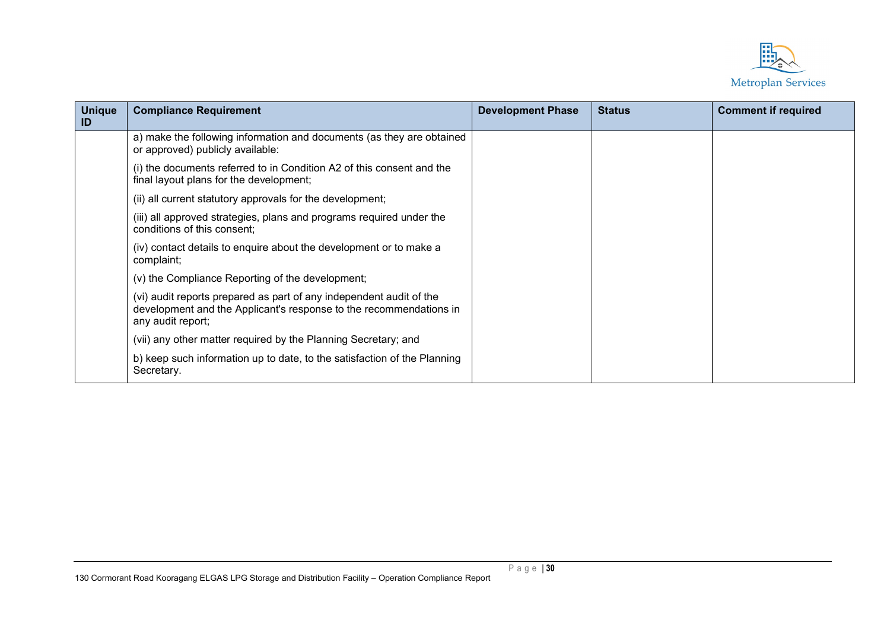| Unique ID | Compliance Requirement | Development Phase | Status | Comment if required |
| --- | --- | --- | --- | --- |
| | a) make the following information and documents (as they are obtained or approved) publicly available:<br><br>(i) the documents referred to in Condition A2 of this consent and the final layout plans for the development;<br><br>(ii) all current statutory approvals for the development;<br><br>(iii) all approved strategies, plans and programs required under the conditions of this consent;<br><br>(iv) contact details to enquire about the development or to make a complaint;<br><br>(v) the Compliance Reporting of the development;<br><br>(vi) audit reports prepared as part of any independent audit of the development and the Applicant's response to the recommendations in any audit report;<br><br>(vii) any other matter required by the Planning Secretary; and<br><br>b) keep such information up to date, to the satisfaction of the Planning Secretary. | | | |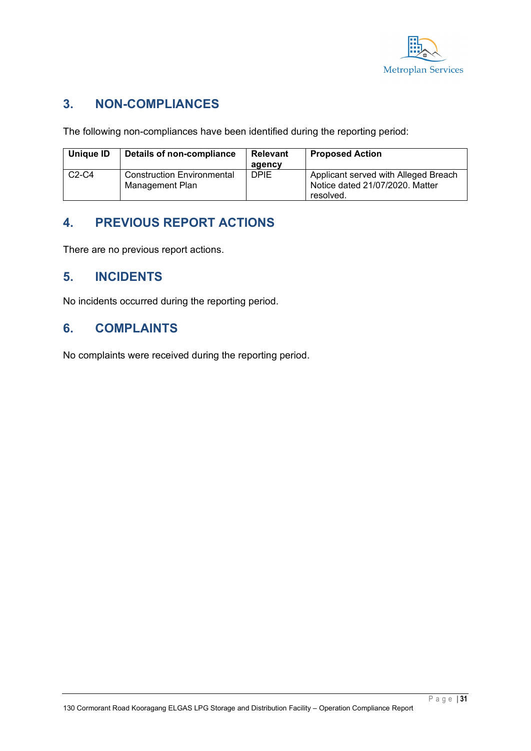## 3. NON-COMPLIANCES

The following non-compliances have been identified during the reporting period:

| Unique ID | Details of non-compliance | Relevant agency | Proposed Action |
|---|---|---|---|
| C2-C4 | Construction Environmental Management Plan | DPIE | Applicant served with Alleged Breach Notice dated 21/07/2020. Matter resolved. |

## 4. PREVIOUS REPORT ACTIONS

There are no previous report actions.

## 5. INCIDENTS

No incidents occurred during the reporting period.

## 6. COMPLAINTS

No complaints were received during the reporting period.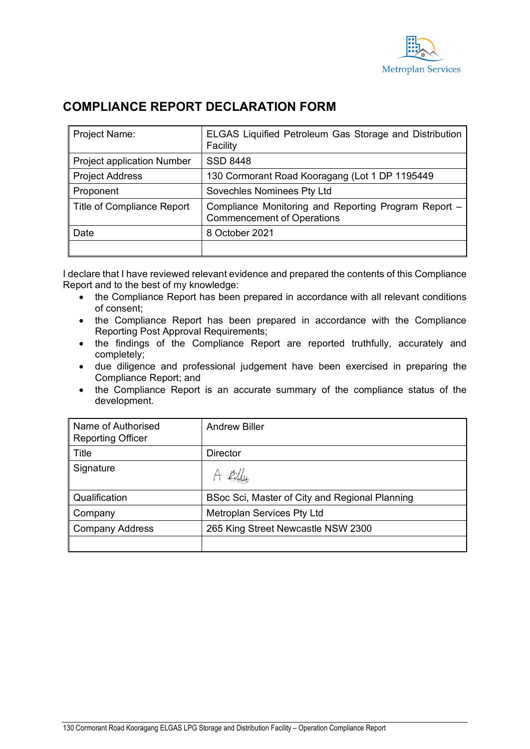# COMPLIANCE REPORT DECLARATION FORM

| | |
|---|---|
| Project Name: | ELGAS Liquified Petroleum Gas Storage and Distribution Facility |
| Project application Number | SSD 8448 |
| Project Address | 130 Cormorant Road Kooragang (Lot 1 DP 1195449 |
| Proponent | Sovechles Nominees Pty Ltd |
| Title of Compliance Report | Compliance Monitoring and Reporting Program Report – Commencement of Operations |
| Date | 8 October 2021 |
| | |

I declare that I have reviewed relevant evidence and prepared the contents of this Compliance Report and to the best of my knowledge:

- the Compliance Report has been prepared in accordance with all relevant conditions of consent;
- the Compliance Report has been prepared in accordance with the Compliance Reporting Post Approval Requirements;
- the findings of the Compliance Report are reported truthfully, accurately and completely;
- due diligence and professional judgement have been exercised in preparing the Compliance Report; and
- the Compliance Report is an accurate summary of the compliance status of the development.

| | |
|---|---|
| Name of Authorised Reporting Officer | Andrew Biller |
| Title | Director |
| Signature | A Biller |
| Qualification | BSoc Sci, Master of City and Regional Planning |
| Company | Metroplan Services Pty Ltd |
| Company Address | 265 King Street Newcastle NSW 2300 |
| | |